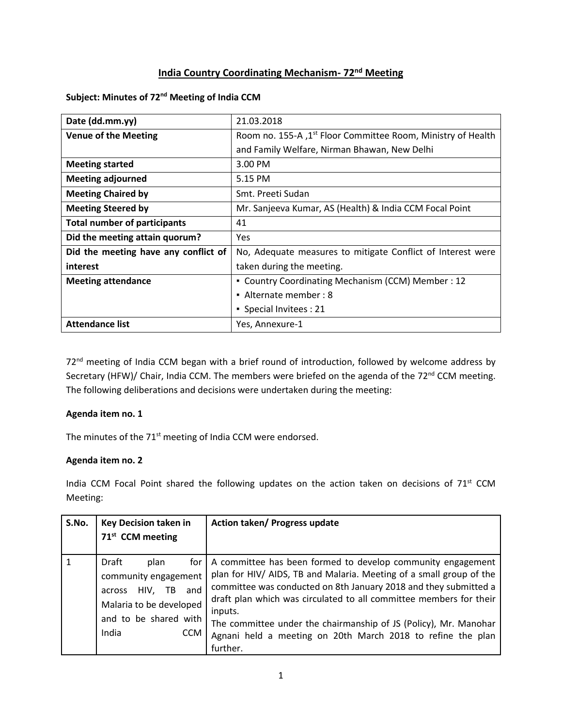# India Country Coordinating Mechanism- 72nd Meeting

**Subject: Minutes of 72nd Meeting of India CCM**

| Date (dd.mm.yy) | 21.03.2018 |
|---|---|
| **Venue of the Meeting** | Room no. 155-A ,1st Floor Committee Room, Ministry of Health and Family Welfare, Nirman Bhawan, New Delhi |
| **Meeting started** | 3.00 PM |
| **Meeting adjourned** | 5.15 PM |
| **Meeting Chaired by** | Smt. Preeti Sudan |
| **Meeting Steered by** | Mr. Sanjeeva Kumar, AS (Health) & India CCM Focal Point |
| **Total number of participants** | 41 |
| **Did the meeting attain quorum?** | Yes |
| **Did the meeting have any conflict of interest** | No, Adequate measures to mitigate Conflict of Interest were taken during the meeting. |
| **Meeting attendance** | ▪ Country Coordinating Mechanism (CCM) Member : 12<br>▪ Alternate member : 8<br>▪ Special Invitees : 21 |
| **Attendance list** | Yes, Annexure-1 |

72nd meeting of India CCM began with a brief round of introduction, followed by welcome address by Secretary (HFW)/ Chair, India CCM. The members were briefed on the agenda of the 72nd CCM meeting. The following deliberations and decisions were undertaken during the meeting:

**Agenda item no. 1**

The minutes of the 71st meeting of India CCM were endorsed.

**Agenda item no. 2**

India CCM Focal Point shared the following updates on the action taken on decisions of 71st CCM Meeting:

| S.No. | Key Decision taken in 71st CCM meeting | Action taken/ Progress update |
|---|---|---|
| 1 | Draft plan for community engagement across HIV, TB and Malaria to be developed and to be shared with India CCM | A committee has been formed to develop community engagement plan for HIV/ AIDS, TB and Malaria. Meeting of a small group of the committee was conducted on 8th January 2018 and they submitted a draft plan which was circulated to all committee members for their inputs.<br>The committee under the chairmanship of JS (Policy), Mr. Manohar Agnani held a meeting on 20th March 2018 to refine the plan further. |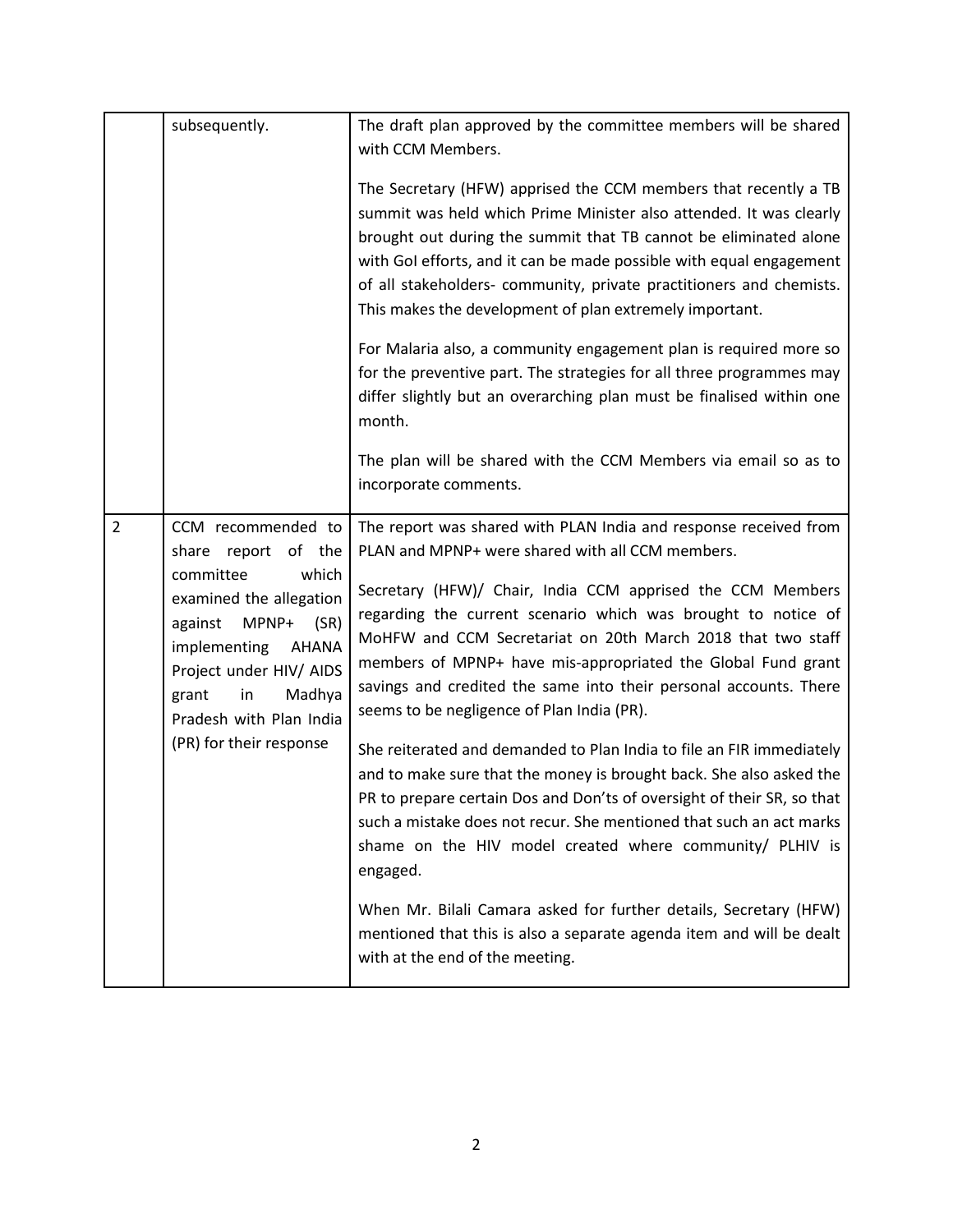| | | |
|---|---|---|
| | subsequently. | The draft plan approved by the committee members will be shared with CCM Members.<br><br>The Secretary (HFW) apprised the CCM members that recently a TB summit was held which Prime Minister also attended. It was clearly brought out during the summit that TB cannot be eliminated alone with GoI efforts, and it can be made possible with equal engagement of all stakeholders- community, private practitioners and chemists. This makes the development of plan extremely important.<br><br>For Malaria also, a community engagement plan is required more so for the preventive part. The strategies for all three programmes may differ slightly but an overarching plan must be finalised within one month.<br><br>The plan will be shared with the CCM Members via email so as to incorporate comments. |
| 2 | CCM recommended to share report of the committee which examined the allegation against MPNP+ (SR) implementing AHANA Project under HIV/ AIDS grant in Madhya Pradesh with Plan India (PR) for their response | The report was shared with PLAN India and response received from PLAN and MPNP+ were shared with all CCM members.<br><br>Secretary (HFW)/ Chair, India CCM apprised the CCM Members regarding the current scenario which was brought to notice of MoHFW and CCM Secretariat on 20th March 2018 that two staff members of MPNP+ have mis-appropriated the Global Fund grant savings and credited the same into their personal accounts. There seems to be negligence of Plan India (PR).<br><br>She reiterated and demanded to Plan India to file an FIR immediately and to make sure that the money is brought back. She also asked the PR to prepare certain Dos and Don'ts of oversight of their SR, so that such a mistake does not recur. She mentioned that such an act marks shame on the HIV model created where community/ PLHIV is engaged.<br><br>When Mr. Bilali Camara asked for further details, Secretary (HFW) mentioned that this is also a separate agenda item and will be dealt with at the end of the meeting. |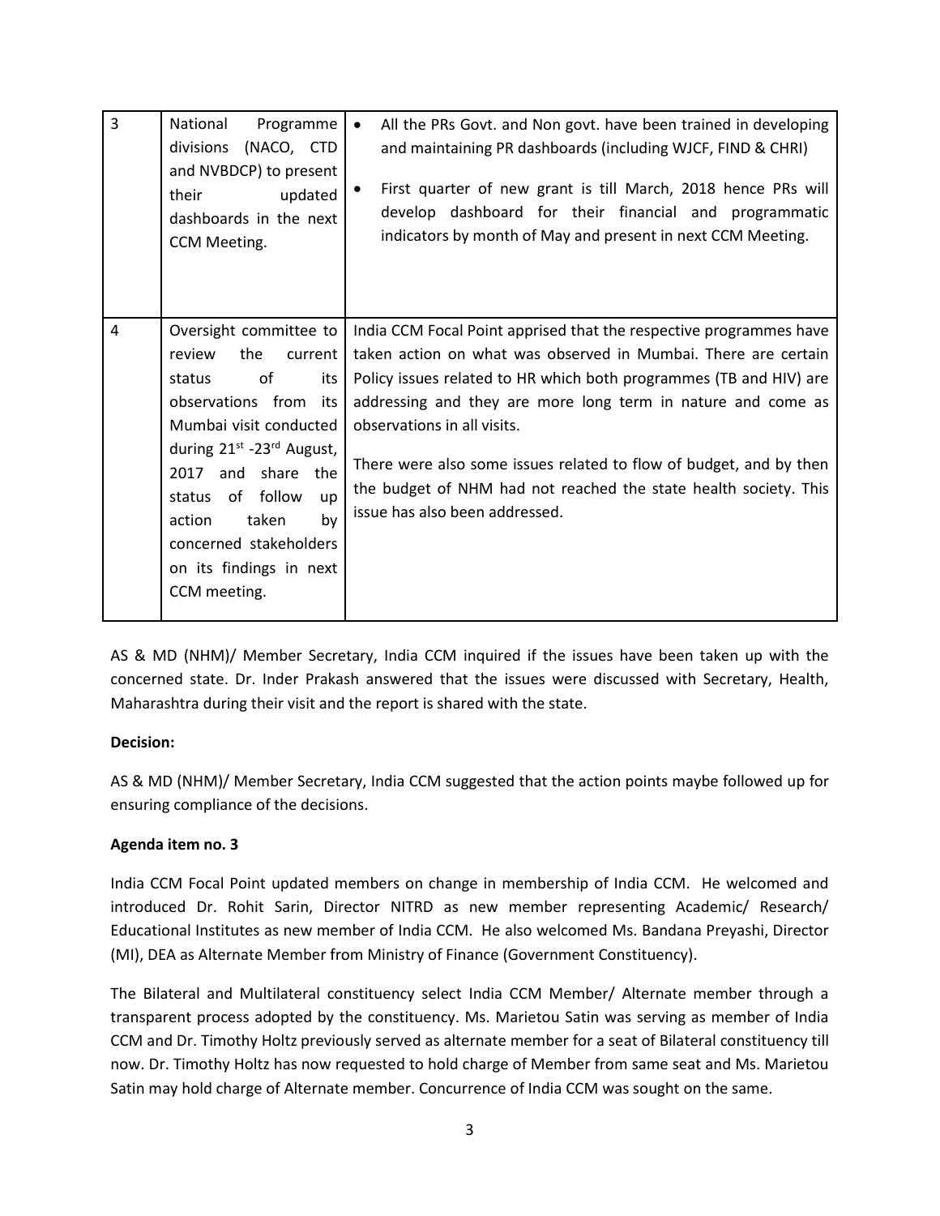| 3 | National Programme divisions (NACO, CTD and NVBDCP) to present their updated dashboards in the next CCM Meeting. | • All the PRs Govt. and Non govt. have been trained in developing and maintaining PR dashboards (including WJCF, FIND & CHRI)<br>• First quarter of new grant is till March, 2018 hence PRs will develop dashboard for their financial and programmatic indicators by month of May and present in next CCM Meeting. |
|---|---|---|
| 4 | Oversight committee to review the current status of its observations from its Mumbai visit conducted during 21st -23rd August, 2017 and share the status of follow up action taken by concerned stakeholders on its findings in next CCM meeting. | India CCM Focal Point apprised that the respective programmes have taken action on what was observed in Mumbai. There are certain Policy issues related to HR which both programmes (TB and HIV) are addressing and they are more long term in nature and come as observations in all visits.<br><br>There were also some issues related to flow of budget, and by then the budget of NHM had not reached the state health society. This issue has also been addressed. |

AS & MD (NHM)/ Member Secretary, India CCM inquired if the issues have been taken up with the concerned state. Dr. Inder Prakash answered that the issues were discussed with Secretary, Health, Maharashtra during their visit and the report is shared with the state.

**Decision:**

AS & MD (NHM)/ Member Secretary, India CCM suggested that the action points maybe followed up for ensuring compliance of the decisions.

**Agenda item no. 3**

India CCM Focal Point updated members on change in membership of India CCM. He welcomed and introduced Dr. Rohit Sarin, Director NITRD as new member representing Academic/ Research/ Educational Institutes as new member of India CCM. He also welcomed Ms. Bandana Preyashi, Director (MI), DEA as Alternate Member from Ministry of Finance (Government Constituency).

The Bilateral and Multilateral constituency select India CCM Member/ Alternate member through a transparent process adopted by the constituency. Ms. Marietou Satin was serving as member of India CCM and Dr. Timothy Holtz previously served as alternate member for a seat of Bilateral constituency till now. Dr. Timothy Holtz has now requested to hold charge of Member from same seat and Ms. Marietou Satin may hold charge of Alternate member. Concurrence of India CCM was sought on the same.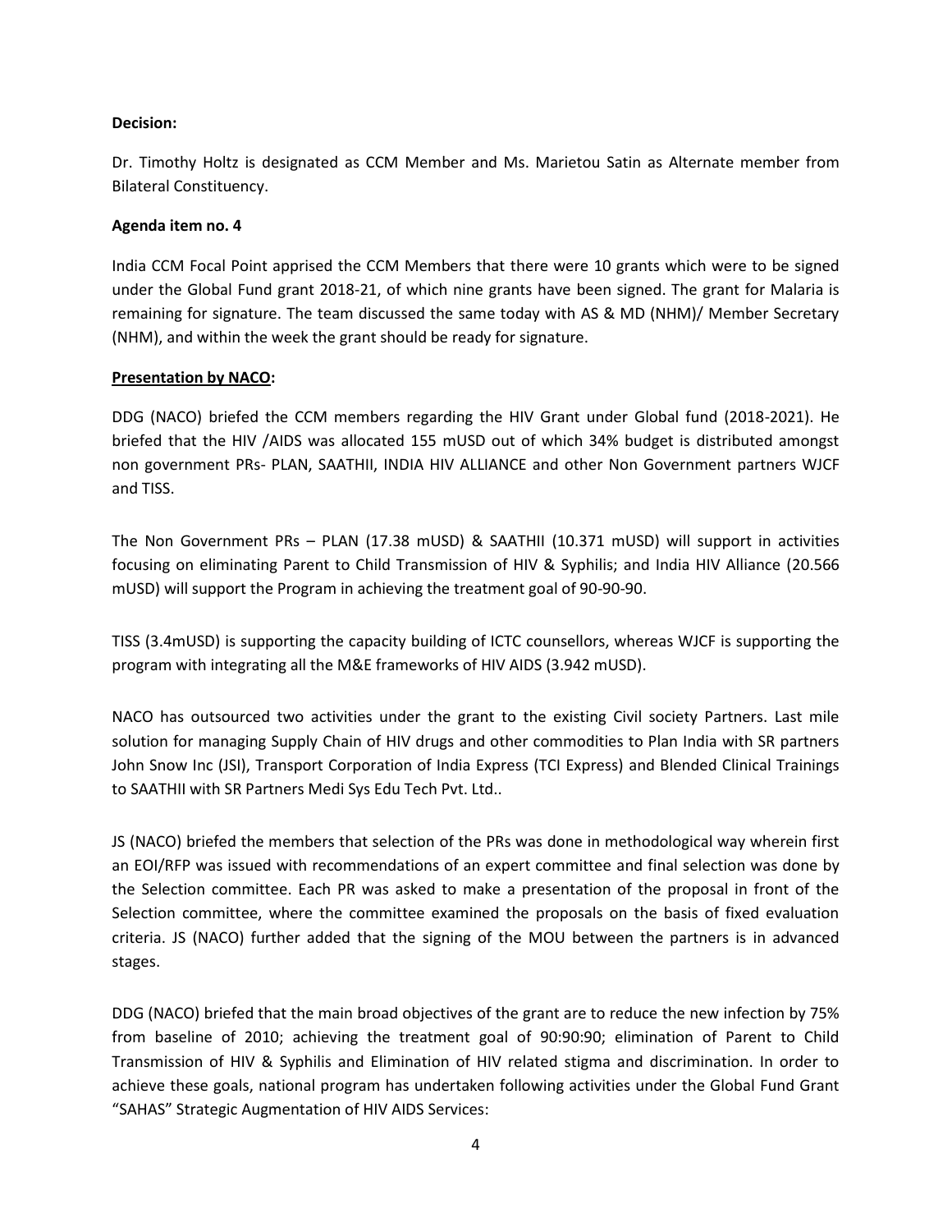**Decision:**

Dr. Timothy Holtz is designated as CCM Member and Ms. Marietou Satin as Alternate member from Bilateral Constituency.

**Agenda item no. 4**

India CCM Focal Point apprised the CCM Members that there were 10 grants which were to be signed under the Global Fund grant 2018-21, of which nine grants have been signed. The grant for Malaria is remaining for signature. The team discussed the same today with AS & MD (NHM)/ Member Secretary (NHM), and within the week the grant should be ready for signature.

**Presentation by NACO:**

DDG (NACO) briefed the CCM members regarding the HIV Grant under Global fund (2018-2021). He briefed that the HIV /AIDS was allocated 155 mUSD out of which 34% budget is distributed amongst non government PRs- PLAN, SAATHII, INDIA HIV ALLIANCE and other Non Government partners WJCF and TISS.

The Non Government PRs – PLAN (17.38 mUSD) & SAATHII (10.371 mUSD) will support in activities focusing on eliminating Parent to Child Transmission of HIV & Syphilis; and India HIV Alliance (20.566 mUSD) will support the Program in achieving the treatment goal of 90-90-90.

TISS (3.4mUSD) is supporting the capacity building of ICTC counsellors, whereas WJCF is supporting the program with integrating all the M&E frameworks of HIV AIDS (3.942 mUSD).

NACO has outsourced two activities under the grant to the existing Civil society Partners. Last mile solution for managing Supply Chain of HIV drugs and other commodities to Plan India with SR partners John Snow Inc (JSI), Transport Corporation of India Express (TCI Express) and Blended Clinical Trainings to SAATHII with SR Partners Medi Sys Edu Tech Pvt. Ltd..

JS (NACO) briefed the members that selection of the PRs was done in methodological way wherein first an EOI/RFP was issued with recommendations of an expert committee and final selection was done by the Selection committee. Each PR was asked to make a presentation of the proposal in front of the Selection committee, where the committee examined the proposals on the basis of fixed evaluation criteria. JS (NACO) further added that the signing of the MOU between the partners is in advanced stages.

DDG (NACO) briefed that the main broad objectives of the grant are to reduce the new infection by 75% from baseline of 2010; achieving the treatment goal of 90:90:90; elimination of Parent to Child Transmission of HIV & Syphilis and Elimination of HIV related stigma and discrimination. In order to achieve these goals, national program has undertaken following activities under the Global Fund Grant "SAHAS" Strategic Augmentation of HIV AIDS Services: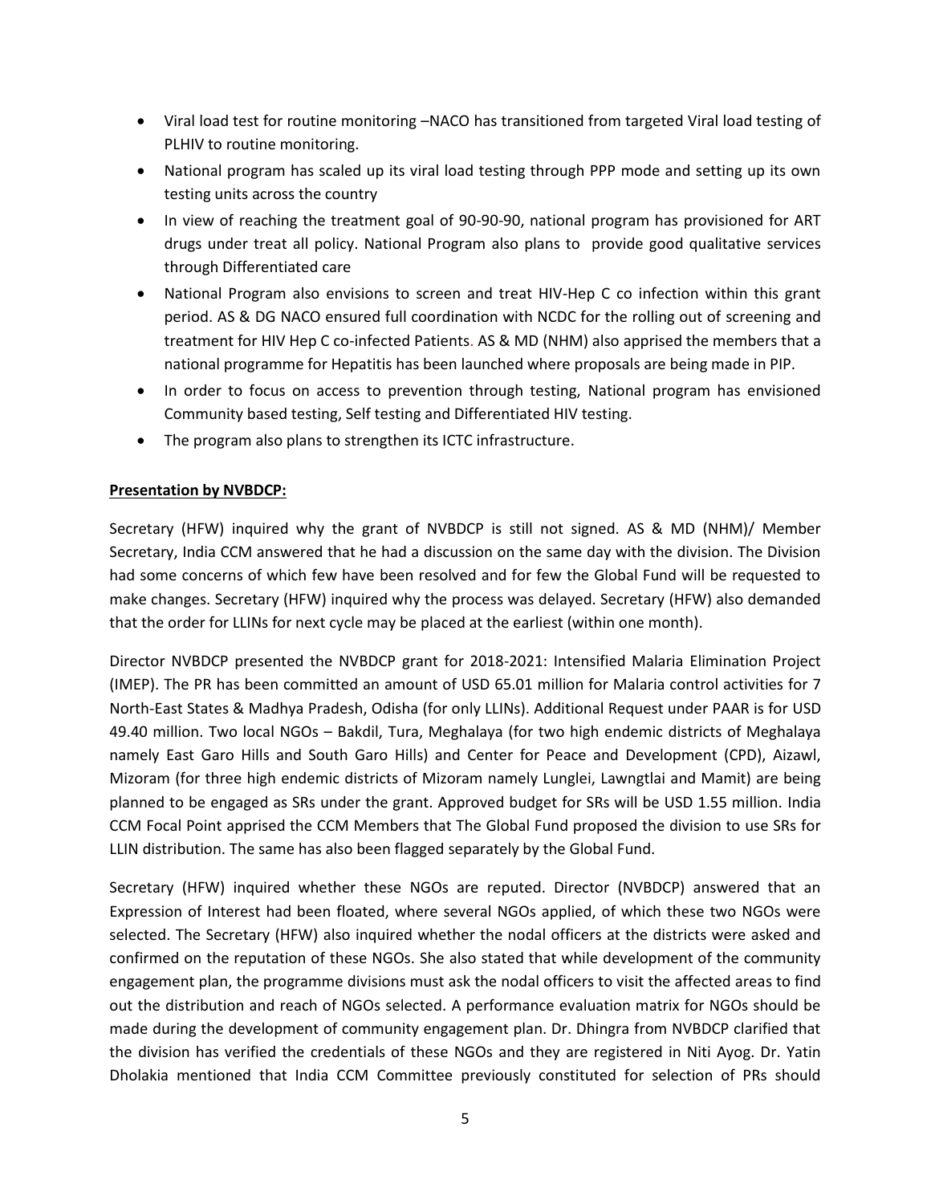- Viral load test for routine monitoring –NACO has transitioned from targeted Viral load testing of PLHIV to routine monitoring.
- National program has scaled up its viral load testing through PPP mode and setting up its own testing units across the country
- In view of reaching the treatment goal of 90-90-90, national program has provisioned for ART drugs under treat all policy. National Program also plans to provide good qualitative services through Differentiated care
- National Program also envisions to screen and treat HIV-Hep C co infection within this grant period. AS & DG NACO ensured full coordination with NCDC for the rolling out of screening and treatment for HIV Hep C co-infected Patients. AS & MD (NHM) also apprised the members that a national programme for Hepatitis has been launched where proposals are being made in PIP.
- In order to focus on access to prevention through testing, National program has envisioned Community based testing, Self testing and Differentiated HIV testing.
- The program also plans to strengthen its ICTC infrastructure.

**Presentation by NVBDCP:**

Secretary (HFW) inquired why the grant of NVBDCP is still not signed. AS & MD (NHM)/ Member Secretary, India CCM answered that he had a discussion on the same day with the division. The Division had some concerns of which few have been resolved and for few the Global Fund will be requested to make changes. Secretary (HFW) inquired why the process was delayed. Secretary (HFW) also demanded that the order for LLINs for next cycle may be placed at the earliest (within one month).

Director NVBDCP presented the NVBDCP grant for 2018-2021: Intensified Malaria Elimination Project (IMEP). The PR has been committed an amount of USD 65.01 million for Malaria control activities for 7 North-East States & Madhya Pradesh, Odisha (for only LLINs). Additional Request under PAAR is for USD 49.40 million. Two local NGOs – Bakdil, Tura, Meghalaya (for two high endemic districts of Meghalaya namely East Garo Hills and South Garo Hills) and Center for Peace and Development (CPD), Aizawl, Mizoram (for three high endemic districts of Mizoram namely Lunglei, Lawngtlai and Mamit) are being planned to be engaged as SRs under the grant. Approved budget for SRs will be USD 1.55 million. India CCM Focal Point apprised the CCM Members that The Global Fund proposed the division to use SRs for LLIN distribution. The same has also been flagged separately by the Global Fund.

Secretary (HFW) inquired whether these NGOs are reputed. Director (NVBDCP) answered that an Expression of Interest had been floated, where several NGOs applied, of which these two NGOs were selected. The Secretary (HFW) also inquired whether the nodal officers at the districts were asked and confirmed on the reputation of these NGOs. She also stated that while development of the community engagement plan, the programme divisions must ask the nodal officers to visit the affected areas to find out the distribution and reach of NGOs selected. A performance evaluation matrix for NGOs should be made during the development of community engagement plan. Dr. Dhingra from NVBDCP clarified that the division has verified the credentials of these NGOs and they are registered in Niti Ayog. Dr. Yatin Dholakia mentioned that India CCM Committee previously constituted for selection of PRs should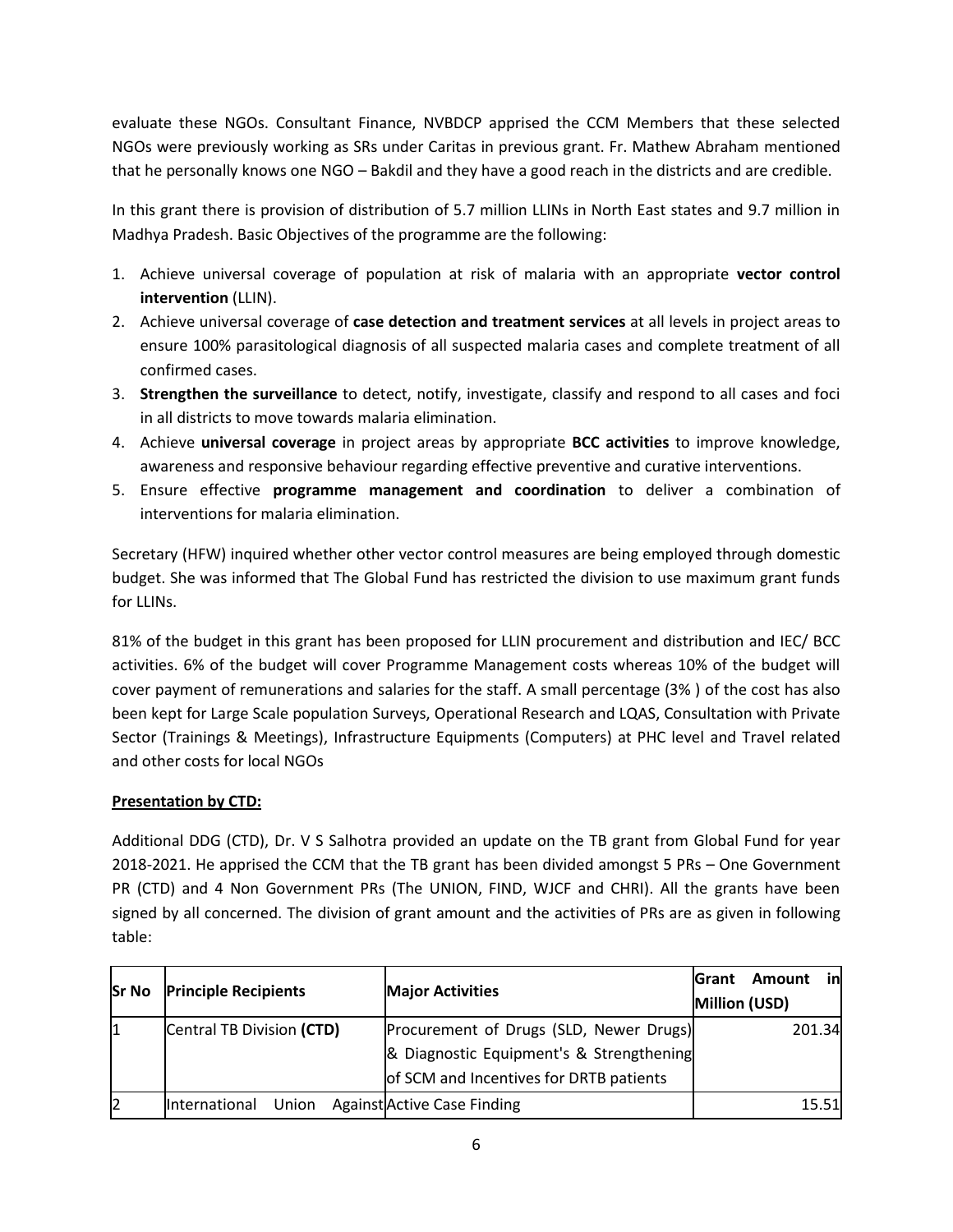evaluate these NGOs. Consultant Finance, NVBDCP apprised the CCM Members that these selected NGOs were previously working as SRs under Caritas in previous grant. Fr. Mathew Abraham mentioned that he personally knows one NGO – Bakdil and they have a good reach in the districts and are credible.

In this grant there is provision of distribution of 5.7 million LLINs in North East states and 9.7 million in Madhya Pradesh. Basic Objectives of the programme are the following:

1. Achieve universal coverage of population at risk of malaria with an appropriate **vector control intervention** (LLIN).
2. Achieve universal coverage of **case detection and treatment services** at all levels in project areas to ensure 100% parasitological diagnosis of all suspected malaria cases and complete treatment of all confirmed cases.
3. **Strengthen the surveillance** to detect, notify, investigate, classify and respond to all cases and foci in all districts to move towards malaria elimination.
4. Achieve **universal coverage** in project areas by appropriate **BCC activities** to improve knowledge, awareness and responsive behaviour regarding effective preventive and curative interventions.
5. Ensure effective **programme management and coordination** to deliver a combination of interventions for malaria elimination.

Secretary (HFW) inquired whether other vector control measures are being employed through domestic budget. She was informed that The Global Fund has restricted the division to use maximum grant funds for LLINs.

81% of the budget in this grant has been proposed for LLIN procurement and distribution and IEC/ BCC activities. 6% of the budget will cover Programme Management costs whereas 10% of the budget will cover payment of remunerations and salaries for the staff. A small percentage (3% ) of the cost has also been kept for Large Scale population Surveys, Operational Research and LQAS, Consultation with Private Sector (Trainings & Meetings), Infrastructure Equipments (Computers) at PHC level and Travel related and other costs for local NGOs

**<u>Presentation by CTD:</u>**

Additional DDG (CTD), Dr. V S Salhotra provided an update on the TB grant from Global Fund for year 2018-2021. He apprised the CCM that the TB grant has been divided amongst 5 PRs – One Government PR (CTD) and 4 Non Government PRs (The UNION, FIND, WJCF and CHRI). All the grants have been signed by all concerned. The division of grant amount and the activities of PRs are as given in following table:

| Sr No | Principle Recipients | Major Activities | Grant Amount in Million (USD) |
|---|---|---|---|
| 1 | Central TB Division **(CTD)** | Procurement of Drugs (SLD, Newer Drugs) & Diagnostic Equipment's & Strengthening of SCM and Incentives for DRTB patients | 201.34 |
| 2 | International Union Against | Active Case Finding | 15.51 |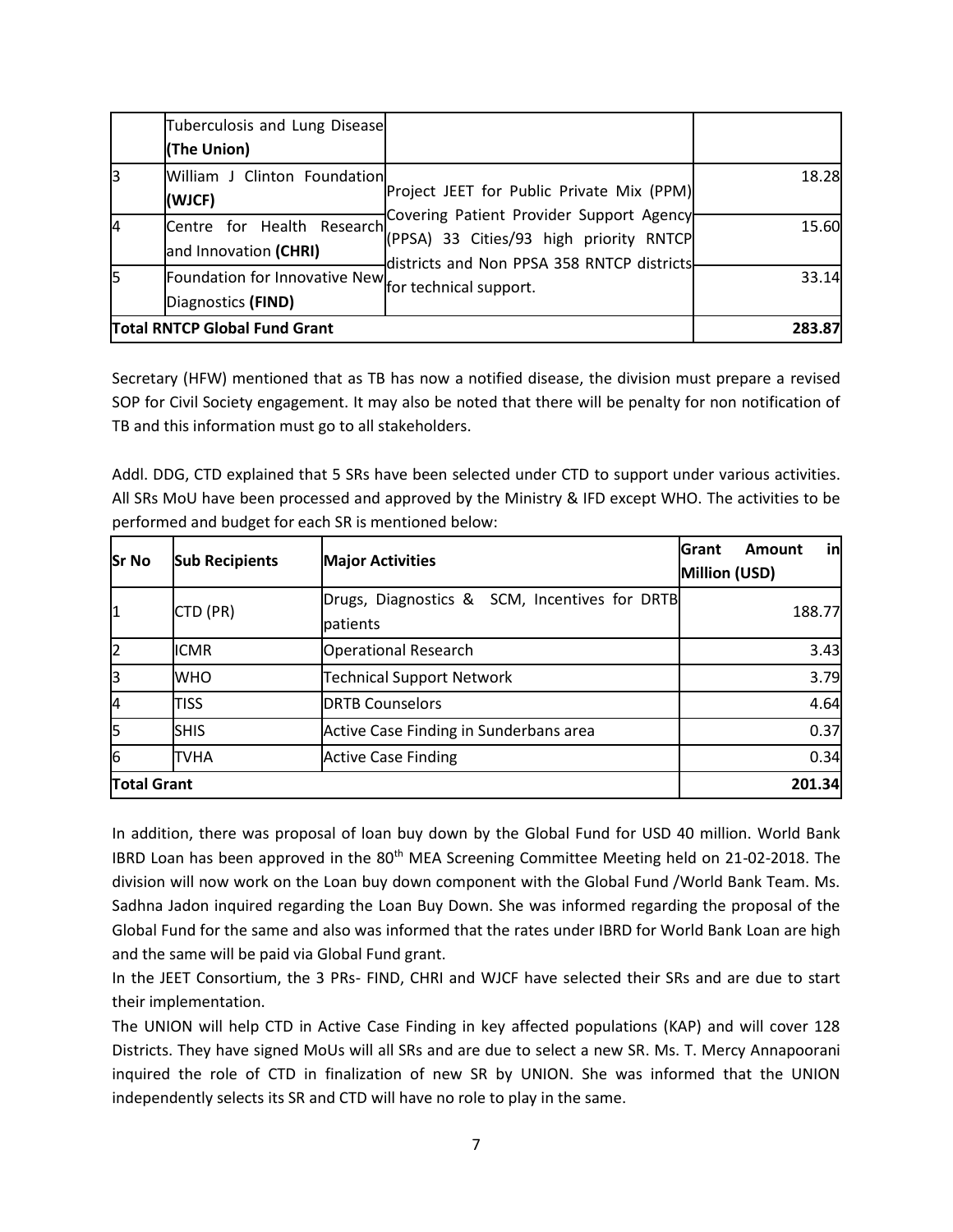|  | Tuberculosis and Lung Disease **(The Union)** |  |  |
|---|---|---|---|
| 3 | William J Clinton Foundation **(WJCF)** | Project JEET for Public Private Mix (PPM) Covering Patient Provider Support Agency (PPSA) 33 Cities/93 high priority RNTCP districts and Non PPSA 358 RNTCP districts for technical support. | 18.28 |
| 4 | Centre for Health Research and Innovation **(CHRI)** |  | 15.60 |
| 5 | Foundation for Innovative New Diagnostics **(FIND)** |  | 33.14 |
| **Total RNTCP Global Fund Grant** |  |  | **283.87** |

Secretary (HFW) mentioned that as TB has now a notified disease, the division must prepare a revised SOP for Civil Society engagement. It may also be noted that there will be penalty for non notification of TB and this information must go to all stakeholders.

Addl. DDG, CTD explained that 5 SRs have been selected under CTD to support under various activities. All SRs MoU have been processed and approved by the Ministry & IFD except WHO. The activities to be performed and budget for each SR is mentioned below:

| **Sr No** | **Sub Recipients** | **Major Activities** | **Grant Amount in Million (USD)** |
|---|---|---|---|
| 1 | CTD (PR) | Drugs, Diagnostics & SCM, Incentives for DRTB patients | 188.77 |
| 2 | ICMR | Operational Research | 3.43 |
| 3 | WHO | Technical Support Network | 3.79 |
| 4 | TISS | DRTB Counselors | 4.64 |
| 5 | SHIS | Active Case Finding in Sunderbans area | 0.37 |
| 6 | TVHA | Active Case Finding | 0.34 |
| **Total Grant** |  |  | **201.34** |

In addition, there was proposal of loan buy down by the Global Fund for USD 40 million. World Bank IBRD Loan has been approved in the 80th MEA Screening Committee Meeting held on 21-02-2018. The division will now work on the Loan buy down component with the Global Fund /World Bank Team. Ms. Sadhna Jadon inquired regarding the Loan Buy Down. She was informed regarding the proposal of the Global Fund for the same and also was informed that the rates under IBRD for World Bank Loan are high and the same will be paid via Global Fund grant.

In the JEET Consortium, the 3 PRs- FIND, CHRI and WJCF have selected their SRs and are due to start their implementation.

The UNION will help CTD in Active Case Finding in key affected populations (KAP) and will cover 128 Districts. They have signed MoUs will all SRs and are due to select a new SR. Ms. T. Mercy Annapoorani inquired the role of CTD in finalization of new SR by UNION. She was informed that the UNION independently selects its SR and CTD will have no role to play in the same.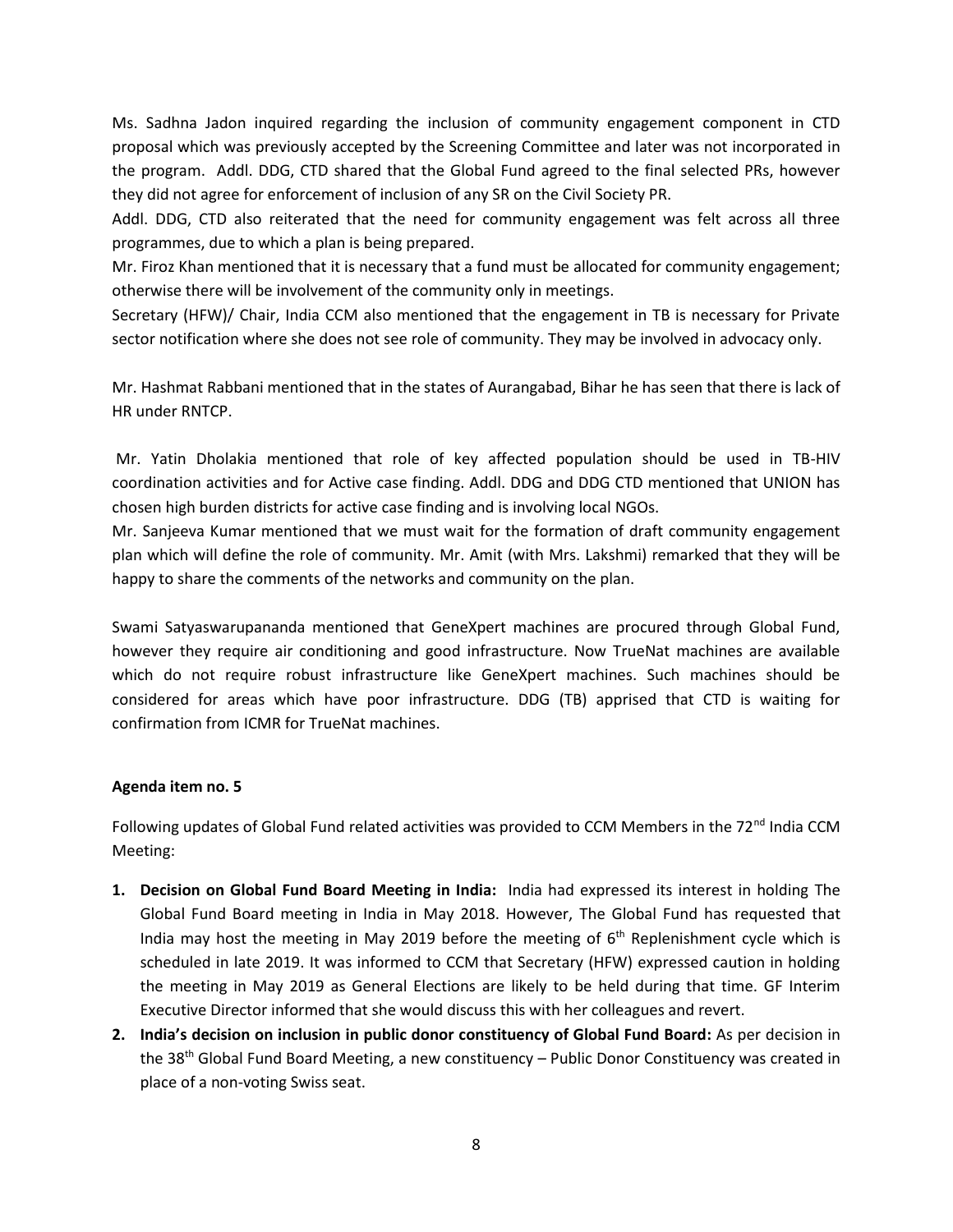Ms. Sadhna Jadon inquired regarding the inclusion of community engagement component in CTD proposal which was previously accepted by the Screening Committee and later was not incorporated in the program. Addl. DDG, CTD shared that the Global Fund agreed to the final selected PRs, however they did not agree for enforcement of inclusion of any SR on the Civil Society PR.

Addl. DDG, CTD also reiterated that the need for community engagement was felt across all three programmes, due to which a plan is being prepared.

Mr. Firoz Khan mentioned that it is necessary that a fund must be allocated for community engagement; otherwise there will be involvement of the community only in meetings.

Secretary (HFW)/ Chair, India CCM also mentioned that the engagement in TB is necessary for Private sector notification where she does not see role of community. They may be involved in advocacy only.

Mr. Hashmat Rabbani mentioned that in the states of Aurangabad, Bihar he has seen that there is lack of HR under RNTCP.

Mr. Yatin Dholakia mentioned that role of key affected population should be used in TB-HIV coordination activities and for Active case finding. Addl. DDG and DDG CTD mentioned that UNION has chosen high burden districts for active case finding and is involving local NGOs.

Mr. Sanjeeva Kumar mentioned that we must wait for the formation of draft community engagement plan which will define the role of community. Mr. Amit (with Mrs. Lakshmi) remarked that they will be happy to share the comments of the networks and community on the plan.

Swami Satyaswarupananda mentioned that GeneXpert machines are procured through Global Fund, however they require air conditioning and good infrastructure. Now TrueNat machines are available which do not require robust infrastructure like GeneXpert machines. Such machines should be considered for areas which have poor infrastructure. DDG (TB) apprised that CTD is waiting for confirmation from ICMR for TrueNat machines.

**Agenda item no. 5**

Following updates of Global Fund related activities was provided to CCM Members in the 72nd India CCM Meeting:

1. **Decision on Global Fund Board Meeting in India:** India had expressed its interest in holding The Global Fund Board meeting in India in May 2018. However, The Global Fund has requested that India may host the meeting in May 2019 before the meeting of 6th Replenishment cycle which is scheduled in late 2019. It was informed to CCM that Secretary (HFW) expressed caution in holding the meeting in May 2019 as General Elections are likely to be held during that time. GF Interim Executive Director informed that she would discuss this with her colleagues and revert.
2. **India's decision on inclusion in public donor constituency of Global Fund Board:** As per decision in the 38th Global Fund Board Meeting, a new constituency – Public Donor Constituency was created in place of a non-voting Swiss seat.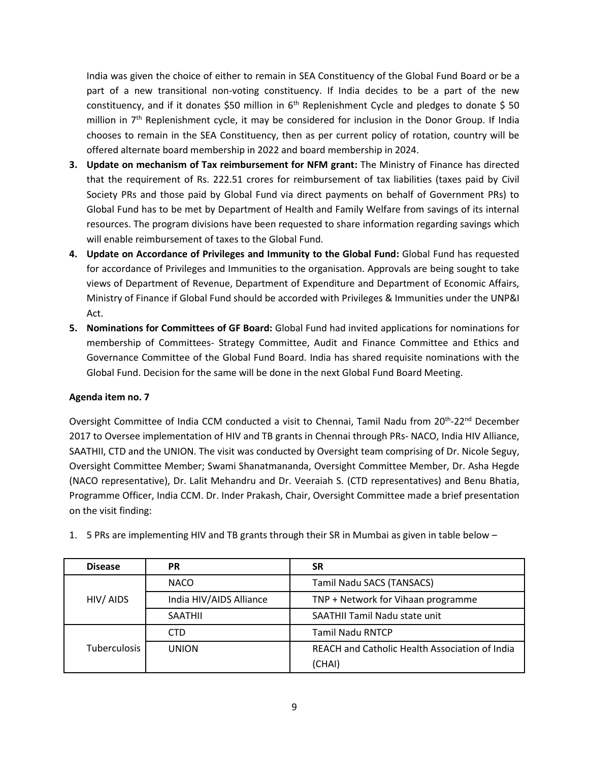India was given the choice of either to remain in SEA Constituency of the Global Fund Board or be a part of a new transitional non-voting constituency. If India decides to be a part of the new constituency, and if it donates $50 million in 6th Replenishment Cycle and pledges to donate $ 50 million in 7th Replenishment cycle, it may be considered for inclusion in the Donor Group. If India chooses to remain in the SEA Constituency, then as per current policy of rotation, country will be offered alternate board membership in 2022 and board membership in 2024.

3. **Update on mechanism of Tax reimbursement for NFM grant:** The Ministry of Finance has directed that the requirement of Rs. 222.51 crores for reimbursement of tax liabilities (taxes paid by Civil Society PRs and those paid by Global Fund via direct payments on behalf of Government PRs) to Global Fund has to be met by Department of Health and Family Welfare from savings of its internal resources. The program divisions have been requested to share information regarding savings which will enable reimbursement of taxes to the Global Fund.
4. **Update on Accordance of Privileges and Immunity to the Global Fund:** Global Fund has requested for accordance of Privileges and Immunities to the organisation. Approvals are being sought to take views of Department of Revenue, Department of Expenditure and Department of Economic Affairs, Ministry of Finance if Global Fund should be accorded with Privileges & Immunities under the UNP&I Act.
5. **Nominations for Committees of GF Board:** Global Fund had invited applications for nominations for membership of Committees- Strategy Committee, Audit and Finance Committee and Ethics and Governance Committee of the Global Fund Board. India has shared requisite nominations with the Global Fund. Decision for the same will be done in the next Global Fund Board Meeting.

**Agenda item no. 7**

Oversight Committee of India CCM conducted a visit to Chennai, Tamil Nadu from 20th-22nd December 2017 to Oversee implementation of HIV and TB grants in Chennai through PRs- NACO, India HIV Alliance, SAATHII, CTD and the UNION. The visit was conducted by Oversight team comprising of Dr. Nicole Seguy, Oversight Committee Member; Swami Shanatmananda, Oversight Committee Member, Dr. Asha Hegde (NACO representative), Dr. Lalit Mehandru and Dr. Veeraiah S. (CTD representatives) and Benu Bhatia, Programme Officer, India CCM. Dr. Inder Prakash, Chair, Oversight Committee made a brief presentation on the visit finding:

1. 5 PRs are implementing HIV and TB grants through their SR in Mumbai as given in table below –

| Disease | PR | SR |
|---|---|---|
| HIV/ AIDS | NACO | Tamil Nadu SACS (TANSACS) |
| | India HIV/AIDS Alliance | TNP + Network for Vihaan programme |
| | SAATHII | SAATHII Tamil Nadu state unit |
| Tuberculosis | CTD | Tamil Nadu RNTCP |
| | UNION | REACH and Catholic Health Association of India (CHAI) |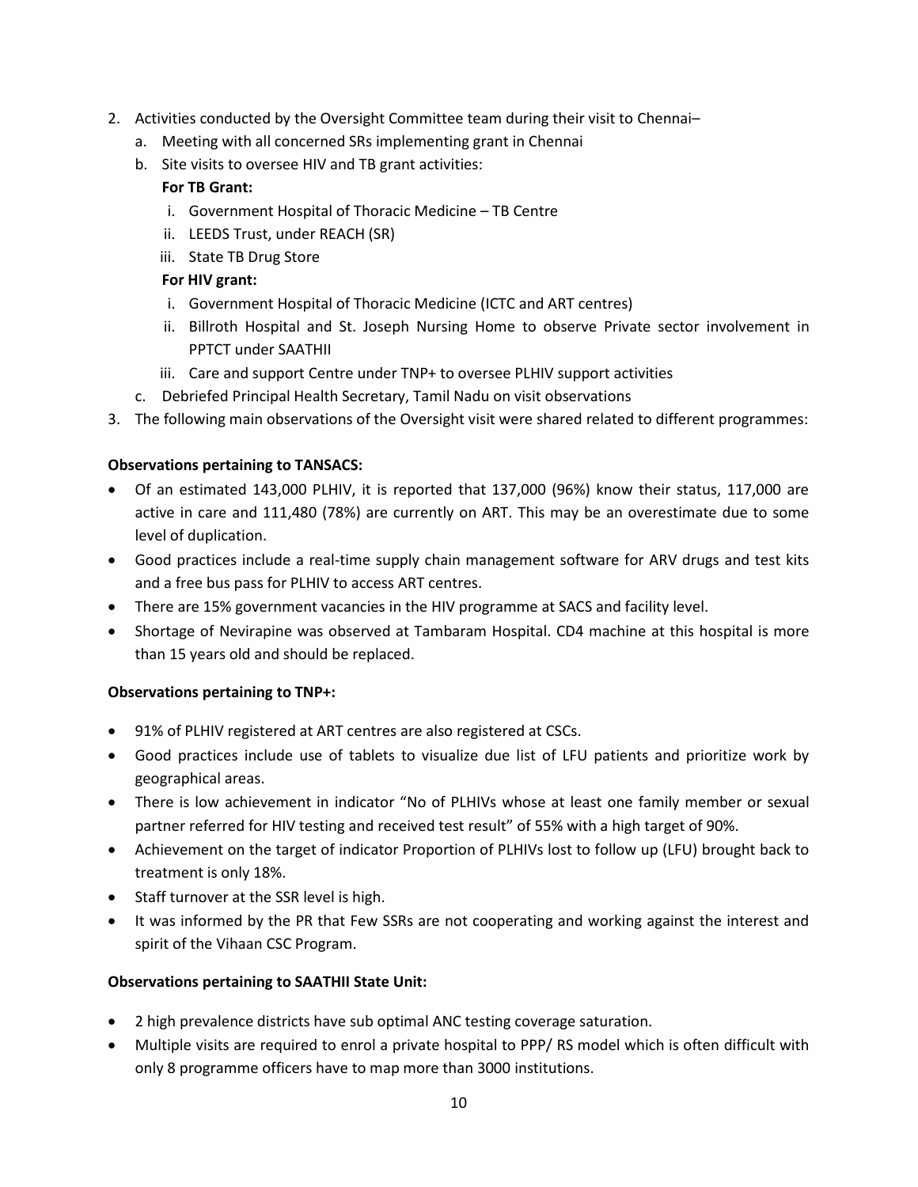2. Activities conducted by the Oversight Committee team during their visit to Chennai–
   a. Meeting with all concerned SRs implementing grant in Chennai
   b. Site visits to oversee HIV and TB grant activities:

      **For TB Grant:**

      i. Government Hospital of Thoracic Medicine – TB Centre
      ii. LEEDS Trust, under REACH (SR)
      iii. State TB Drug Store

      **For HIV grant:**

      i. Government Hospital of Thoracic Medicine (ICTC and ART centres)
      ii. Billroth Hospital and St. Joseph Nursing Home to observe Private sector involvement in PPTCT under SAATHII
      iii. Care and support Centre under TNP+ to oversee PLHIV support activities
   c. Debriefed Principal Health Secretary, Tamil Nadu on visit observations
3. The following main observations of the Oversight visit were shared related to different programmes:

**Observations pertaining to TANSACS:**

- Of an estimated 143,000 PLHIV, it is reported that 137,000 (96%) know their status, 117,000 are active in care and 111,480 (78%) are currently on ART. This may be an overestimate due to some level of duplication.
- Good practices include a real-time supply chain management software for ARV drugs and test kits and a free bus pass for PLHIV to access ART centres.
- There are 15% government vacancies in the HIV programme at SACS and facility level.
- Shortage of Nevirapine was observed at Tambaram Hospital. CD4 machine at this hospital is more than 15 years old and should be replaced.

**Observations pertaining to TNP+:**

- 91% of PLHIV registered at ART centres are also registered at CSCs.
- Good practices include use of tablets to visualize due list of LFU patients and prioritize work by geographical areas.
- There is low achievement in indicator "No of PLHIVs whose at least one family member or sexual partner referred for HIV testing and received test result" of 55% with a high target of 90%.
- Achievement on the target of indicator Proportion of PLHIVs lost to follow up (LFU) brought back to treatment is only 18%.
- Staff turnover at the SSR level is high.
- It was informed by the PR that Few SSRs are not cooperating and working against the interest and spirit of the Vihaan CSC Program.

**Observations pertaining to SAATHII State Unit:**

- 2 high prevalence districts have sub optimal ANC testing coverage saturation.
- Multiple visits are required to enrol a private hospital to PPP/ RS model which is often difficult with only 8 programme officers have to map more than 3000 institutions.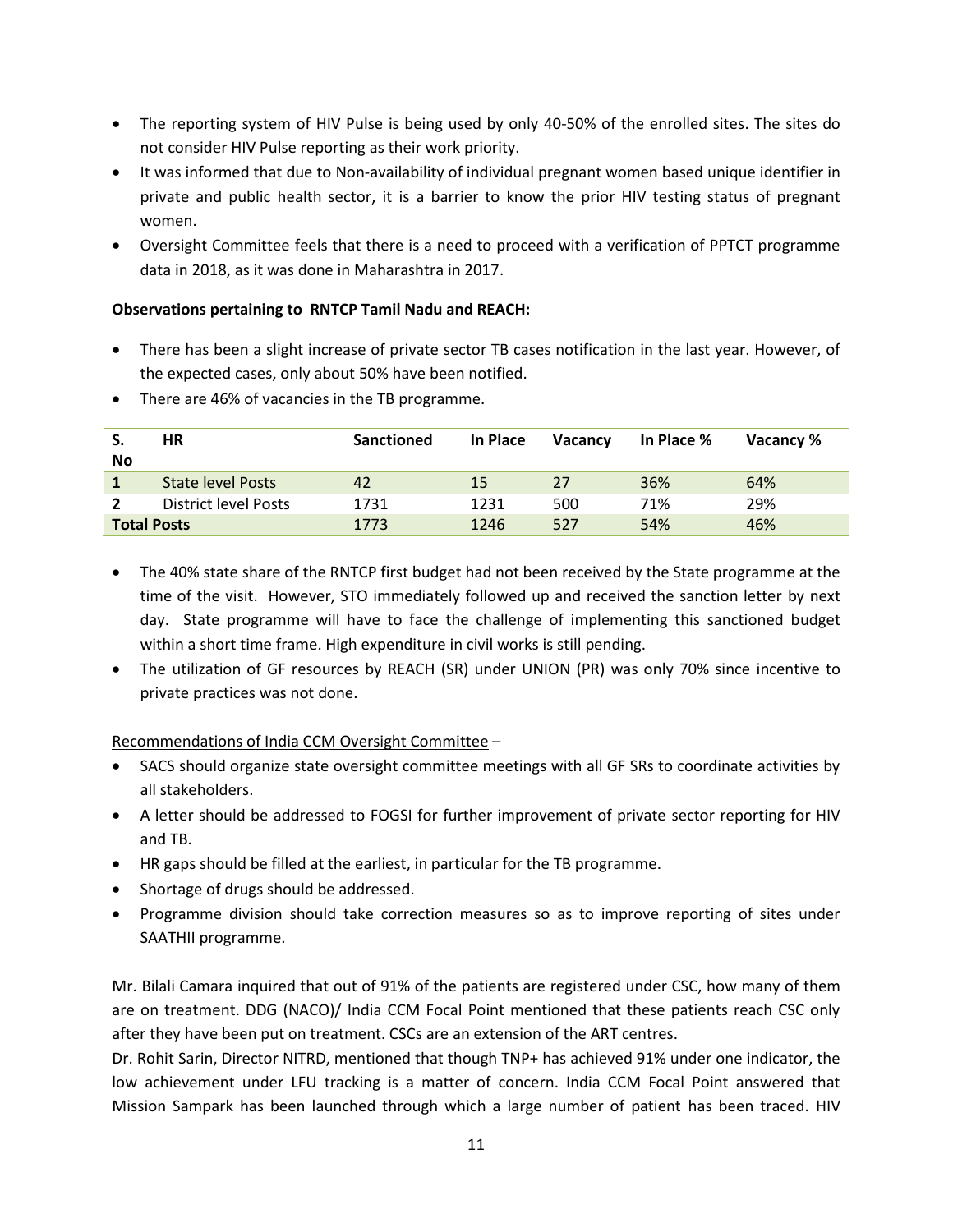- The reporting system of HIV Pulse is being used by only 40-50% of the enrolled sites. The sites do not consider HIV Pulse reporting as their work priority.
- It was informed that due to Non-availability of individual pregnant women based unique identifier in private and public health sector, it is a barrier to know the prior HIV testing status of pregnant women.
- Oversight Committee feels that there is a need to proceed with a verification of PPTCT programme data in 2018, as it was done in Maharashtra in 2017.

**Observations pertaining to RNTCP Tamil Nadu and REACH:**

- There has been a slight increase of private sector TB cases notification in the last year. However, of the expected cases, only about 50% have been notified.
- There are 46% of vacancies in the TB programme.

| S. No | HR | Sanctioned | In Place | Vacancy | In Place % | Vacancy % |
|---|---|---|---|---|---|---|
| 1 | State level Posts | 42 | 15 | 27 | 36% | 64% |
| 2 | District level Posts | 1731 | 1231 | 500 | 71% | 29% |
| **Total Posts** | | 1773 | 1246 | 527 | 54% | 46% |

- The 40% state share of the RNTCP first budget had not been received by the State programme at the time of the visit. However, STO immediately followed up and received the sanction letter by next day. State programme will have to face the challenge of implementing this sanctioned budget within a short time frame. High expenditure in civil works is still pending.
- The utilization of GF resources by REACH (SR) under UNION (PR) was only 70% since incentive to private practices was not done.

Recommendations of India CCM Oversight Committee –

- SACS should organize state oversight committee meetings with all GF SRs to coordinate activities by all stakeholders.
- A letter should be addressed to FOGSI for further improvement of private sector reporting for HIV and TB.
- HR gaps should be filled at the earliest, in particular for the TB programme.
- Shortage of drugs should be addressed.
- Programme division should take correction measures so as to improve reporting of sites under SAATHII programme.

Mr. Bilali Camara inquired that out of 91% of the patients are registered under CSC, how many of them are on treatment. DDG (NACO)/ India CCM Focal Point mentioned that these patients reach CSC only after they have been put on treatment. CSCs are an extension of the ART centres.

Dr. Rohit Sarin, Director NITRD, mentioned that though TNP+ has achieved 91% under one indicator, the low achievement under LFU tracking is a matter of concern. India CCM Focal Point answered that Mission Sampark has been launched through which a large number of patient has been traced. HIV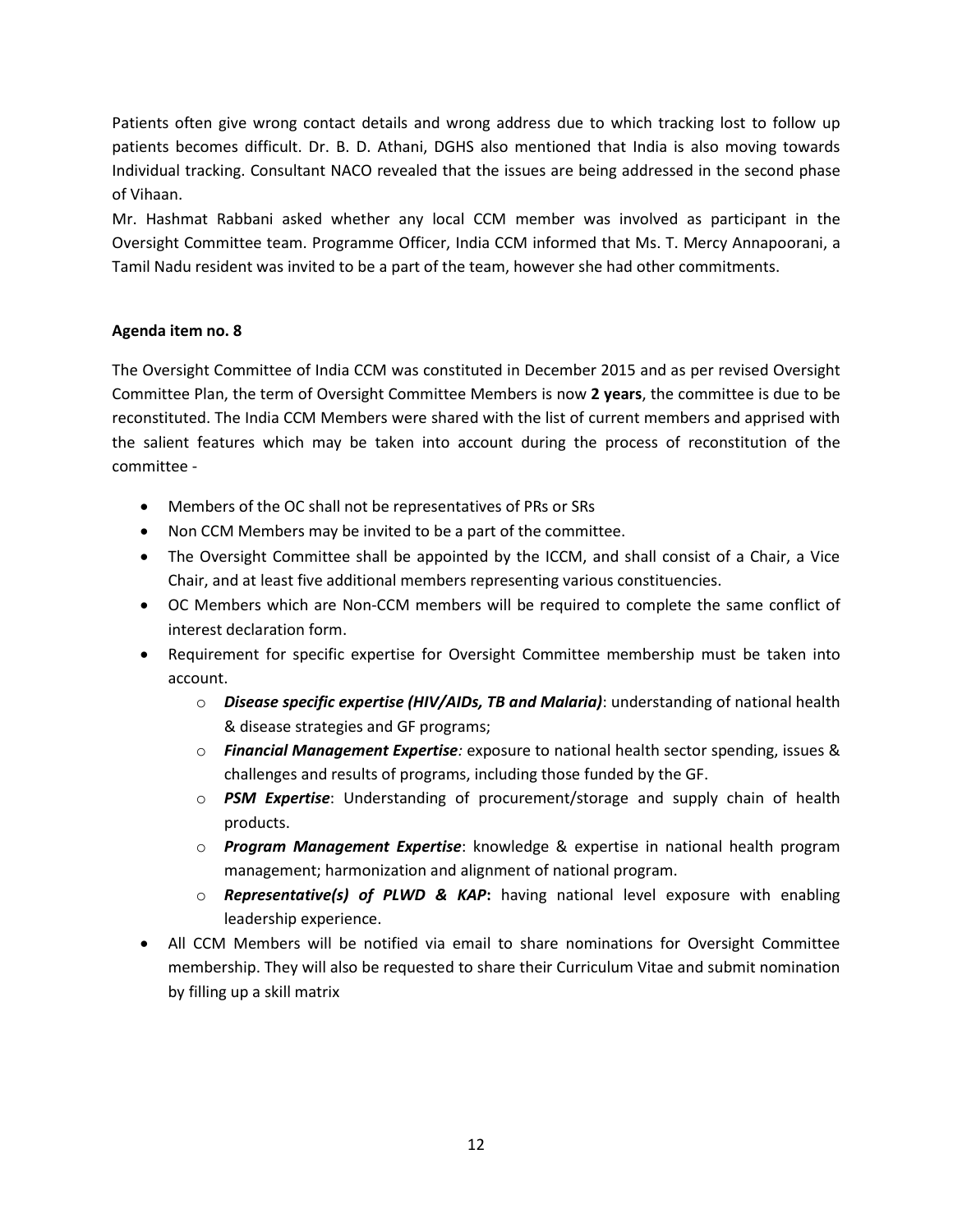Patients often give wrong contact details and wrong address due to which tracking lost to follow up patients becomes difficult. Dr. B. D. Athani, DGHS also mentioned that India is also moving towards Individual tracking. Consultant NACO revealed that the issues are being addressed in the second phase of Vihaan.

Mr. Hashmat Rabbani asked whether any local CCM member was involved as participant in the Oversight Committee team. Programme Officer, India CCM informed that Ms. T. Mercy Annapoorani, a Tamil Nadu resident was invited to be a part of the team, however she had other commitments.

**Agenda item no. 8**

The Oversight Committee of India CCM was constituted in December 2015 and as per revised Oversight Committee Plan, the term of Oversight Committee Members is now **2 years**, the committee is due to be reconstituted. The India CCM Members were shared with the list of current members and apprised with the salient features which may be taken into account during the process of reconstitution of the committee -

- Members of the OC shall not be representatives of PRs or SRs
- Non CCM Members may be invited to be a part of the committee.
- The Oversight Committee shall be appointed by the ICCM, and shall consist of a Chair, a Vice Chair, and at least five additional members representing various constituencies.
- OC Members which are Non-CCM members will be required to complete the same conflict of interest declaration form.
- Requirement for specific expertise for Oversight Committee membership must be taken into account.
  - ***Disease specific expertise (HIV/AIDs, TB and Malaria)***: understanding of national health & disease strategies and GF programs;
  - ***Financial Management Expertise:*** exposure to national health sector spending, issues & challenges and results of programs, including those funded by the GF.
  - ***PSM Expertise***: Understanding of procurement/storage and supply chain of health products.
  - ***Program Management Expertise***: knowledge & expertise in national health program management; harmonization and alignment of national program.
  - ***Representative(s) of PLWD & KAP*****:** having national level exposure with enabling leadership experience.
- All CCM Members will be notified via email to share nominations for Oversight Committee membership. They will also be requested to share their Curriculum Vitae and submit nomination by filling up a skill matrix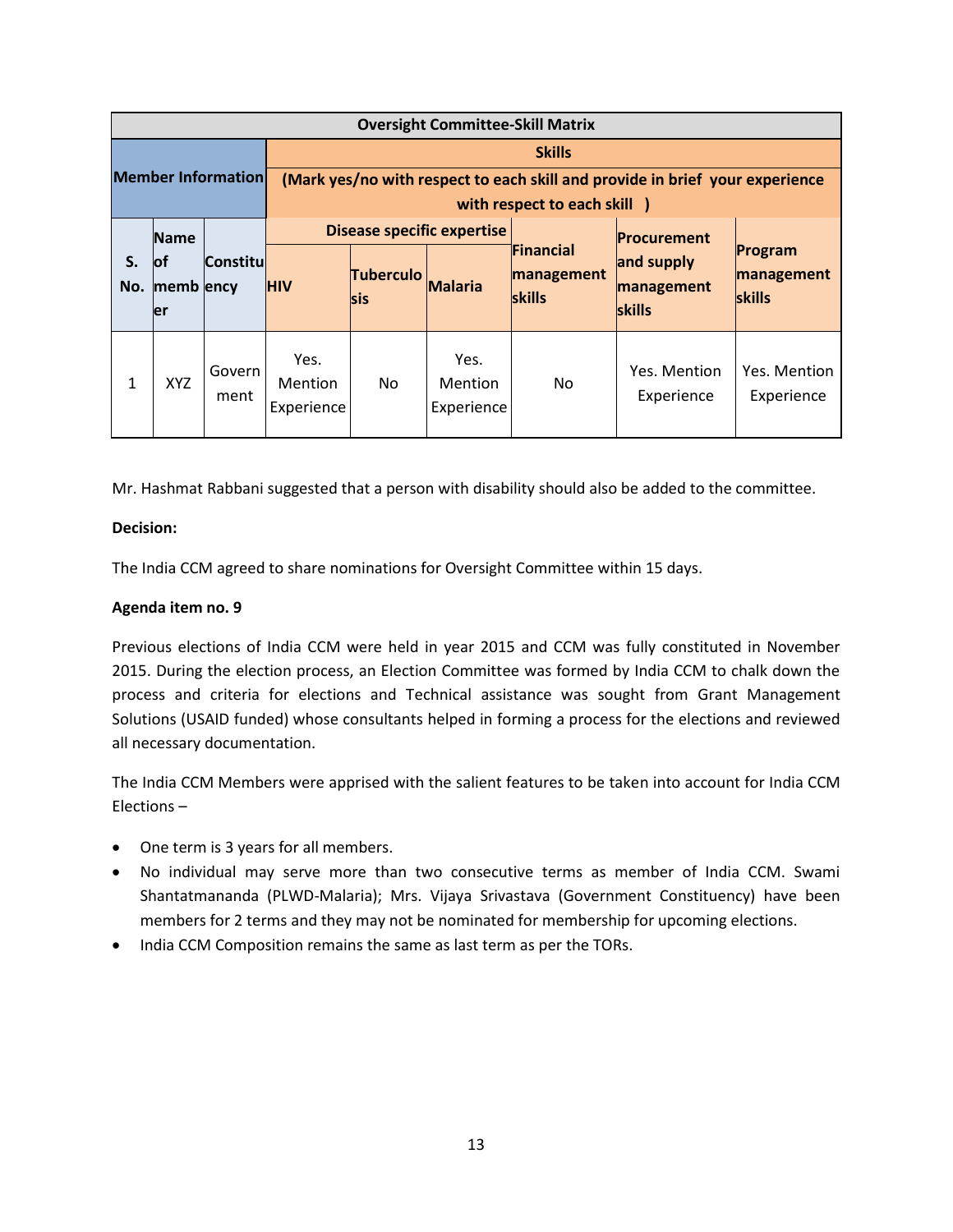| Oversight Committee-Skill Matrix | | | | | | | | |
|---|---|---|---|---|---|---|---|---|
| Member Information | | | Skills (Mark yes/no with respect to each skill and provide in brief your experience with respect to each skill ) | | | | | |
| | | | Disease specific expertise | | | Financial management skills | Procurement and supply management skills | Program management skills |
| S. No. | Name of member | Constituency | HIV | Tuberculosis | Malaria | | | |
| 1 | XYZ | Government | Yes. Mention Experience | No | Yes. Mention Experience | No | Yes. Mention Experience | Yes. Mention Experience |

Mr. Hashmat Rabbani suggested that a person with disability should also be added to the committee.

**Decision:**

The India CCM agreed to share nominations for Oversight Committee within 15 days.

**Agenda item no. 9**

Previous elections of India CCM were held in year 2015 and CCM was fully constituted in November 2015. During the election process, an Election Committee was formed by India CCM to chalk down the process and criteria for elections and Technical assistance was sought from Grant Management Solutions (USAID funded) whose consultants helped in forming a process for the elections and reviewed all necessary documentation.

The India CCM Members were apprised with the salient features to be taken into account for India CCM Elections –

- One term is 3 years for all members.
- No individual may serve more than two consecutive terms as member of India CCM. Swami Shantatmananda (PLWD-Malaria); Mrs. Vijaya Srivastava (Government Constituency) have been members for 2 terms and they may not be nominated for membership for upcoming elections.
- India CCM Composition remains the same as last term as per the TORs.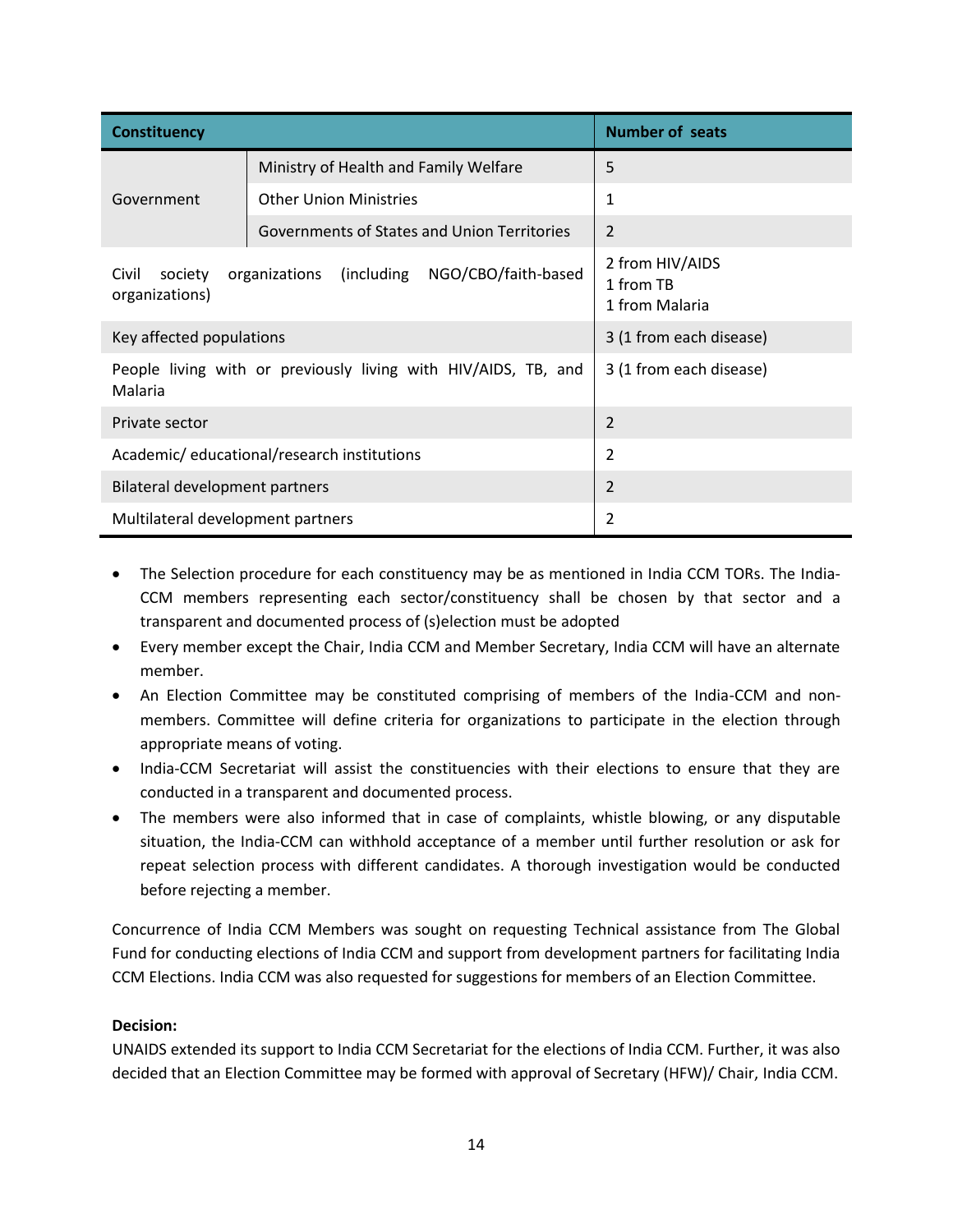| Constituency | | Number of seats |
|---|---|---|
| Government | Ministry of Health and Family Welfare | 5 |
| | Other Union Ministries | 1 |
| | Governments of States and Union Territories | 2 |
| Civil society organizations (including NGO/CBO/faith-based organizations) | | 2 from HIV/AIDS<br>1 from TB<br>1 from Malaria |
| Key affected populations | | 3 (1 from each disease) |
| People living with or previously living with HIV/AIDS, TB, and Malaria | | 3 (1 from each disease) |
| Private sector | | 2 |
| Academic/ educational/research institutions | | 2 |
| Bilateral development partners | | 2 |
| Multilateral development partners | | 2 |

- The Selection procedure for each constituency may be as mentioned in India CCM TORs. The India-CCM members representing each sector/constituency shall be chosen by that sector and a transparent and documented process of (s)election must be adopted
- Every member except the Chair, India CCM and Member Secretary, India CCM will have an alternate member.
- An Election Committee may be constituted comprising of members of the India-CCM and non-members. Committee will define criteria for organizations to participate in the election through appropriate means of voting.
- India-CCM Secretariat will assist the constituencies with their elections to ensure that they are conducted in a transparent and documented process.
- The members were also informed that in case of complaints, whistle blowing, or any disputable situation, the India-CCM can withhold acceptance of a member until further resolution or ask for repeat selection process with different candidates. A thorough investigation would be conducted before rejecting a member.

Concurrence of India CCM Members was sought on requesting Technical assistance from The Global Fund for conducting elections of India CCM and support from development partners for facilitating India CCM Elections. India CCM was also requested for suggestions for members of an Election Committee.

**Decision:**
UNAIDS extended its support to India CCM Secretariat for the elections of India CCM. Further, it was also decided that an Election Committee may be formed with approval of Secretary (HFW)/ Chair, India CCM.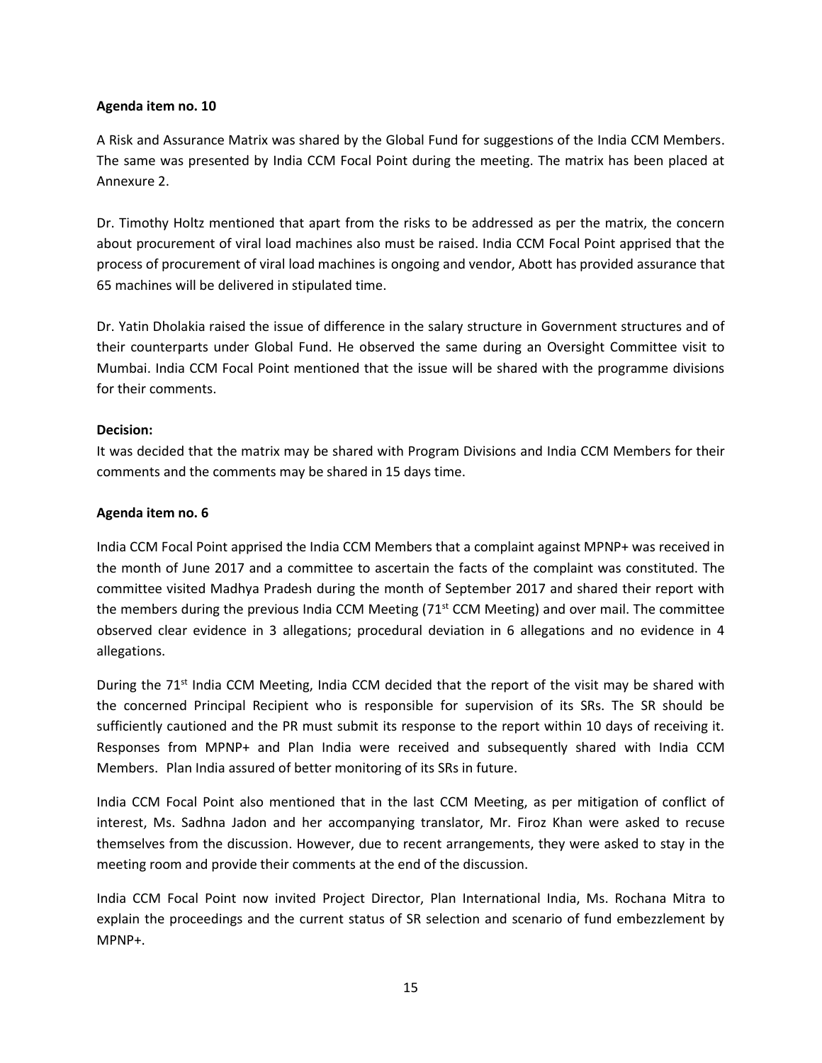**Agenda item no. 10**

A Risk and Assurance Matrix was shared by the Global Fund for suggestions of the India CCM Members. The same was presented by India CCM Focal Point during the meeting. The matrix has been placed at Annexure 2.

Dr. Timothy Holtz mentioned that apart from the risks to be addressed as per the matrix, the concern about procurement of viral load machines also must be raised. India CCM Focal Point apprised that the process of procurement of viral load machines is ongoing and vendor, Abott has provided assurance that 65 machines will be delivered in stipulated time.

Dr. Yatin Dholakia raised the issue of difference in the salary structure in Government structures and of their counterparts under Global Fund. He observed the same during an Oversight Committee visit to Mumbai. India CCM Focal Point mentioned that the issue will be shared with the programme divisions for their comments.

**Decision:**
It was decided that the matrix may be shared with Program Divisions and India CCM Members for their comments and the comments may be shared in 15 days time.

**Agenda item no. 6**

India CCM Focal Point apprised the India CCM Members that a complaint against MPNP+ was received in the month of June 2017 and a committee to ascertain the facts of the complaint was constituted. The committee visited Madhya Pradesh during the month of September 2017 and shared their report with the members during the previous India CCM Meeting (71st CCM Meeting) and over mail. The committee observed clear evidence in 3 allegations; procedural deviation in 6 allegations and no evidence in 4 allegations.

During the 71st India CCM Meeting, India CCM decided that the report of the visit may be shared with the concerned Principal Recipient who is responsible for supervision of its SRs. The SR should be sufficiently cautioned and the PR must submit its response to the report within 10 days of receiving it. Responses from MPNP+ and Plan India were received and subsequently shared with India CCM Members. Plan India assured of better monitoring of its SRs in future.

India CCM Focal Point also mentioned that in the last CCM Meeting, as per mitigation of conflict of interest, Ms. Sadhna Jadon and her accompanying translator, Mr. Firoz Khan were asked to recuse themselves from the discussion. However, due to recent arrangements, they were asked to stay in the meeting room and provide their comments at the end of the discussion.

India CCM Focal Point now invited Project Director, Plan International India, Ms. Rochana Mitra to explain the proceedings and the current status of SR selection and scenario of fund embezzlement by MPNP+.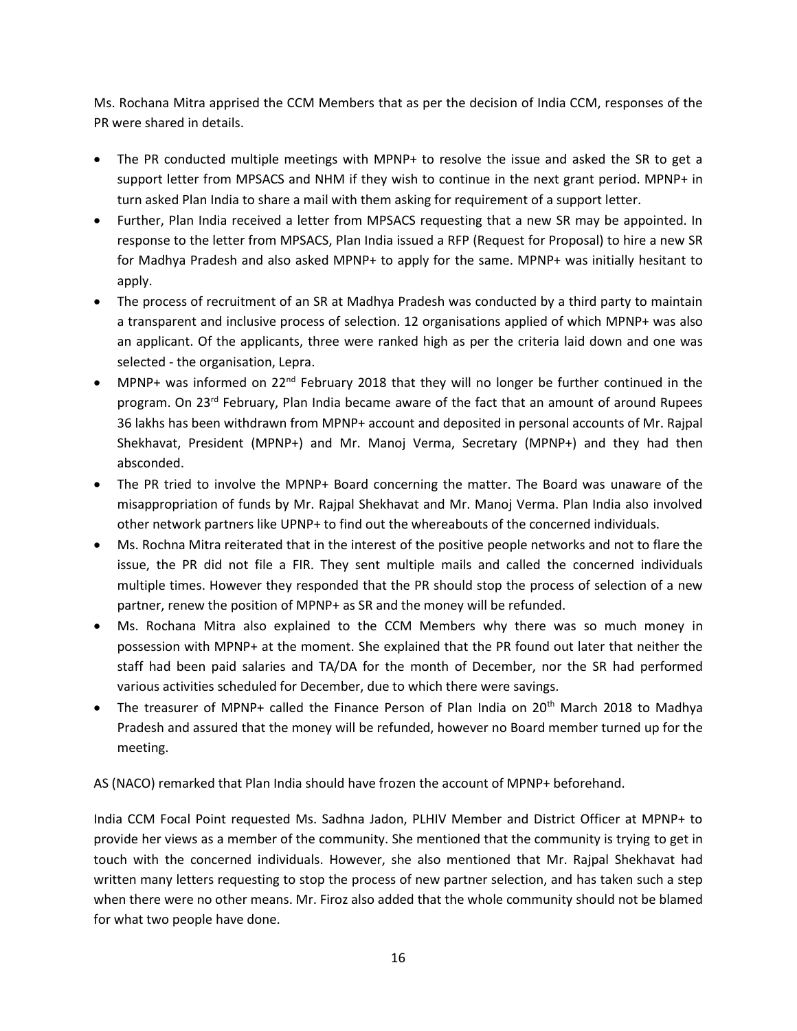Ms. Rochana Mitra apprised the CCM Members that as per the decision of India CCM, responses of the PR were shared in details.

- The PR conducted multiple meetings with MPNP+ to resolve the issue and asked the SR to get a support letter from MPSACS and NHM if they wish to continue in the next grant period. MPNP+ in turn asked Plan India to share a mail with them asking for requirement of a support letter.
- Further, Plan India received a letter from MPSACS requesting that a new SR may be appointed. In response to the letter from MPSACS, Plan India issued a RFP (Request for Proposal) to hire a new SR for Madhya Pradesh and also asked MPNP+ to apply for the same. MPNP+ was initially hesitant to apply.
- The process of recruitment of an SR at Madhya Pradesh was conducted by a third party to maintain a transparent and inclusive process of selection. 12 organisations applied of which MPNP+ was also an applicant. Of the applicants, three were ranked high as per the criteria laid down and one was selected - the organisation, Lepra.
- MPNP+ was informed on 22nd February 2018 that they will no longer be further continued in the program. On 23rd February, Plan India became aware of the fact that an amount of around Rupees 36 lakhs has been withdrawn from MPNP+ account and deposited in personal accounts of Mr. Rajpal Shekhavat, President (MPNP+) and Mr. Manoj Verma, Secretary (MPNP+) and they had then absconded.
- The PR tried to involve the MPNP+ Board concerning the matter. The Board was unaware of the misappropriation of funds by Mr. Rajpal Shekhavat and Mr. Manoj Verma. Plan India also involved other network partners like UPNP+ to find out the whereabouts of the concerned individuals.
- Ms. Rochna Mitra reiterated that in the interest of the positive people networks and not to flare the issue, the PR did not file a FIR. They sent multiple mails and called the concerned individuals multiple times. However they responded that the PR should stop the process of selection of a new partner, renew the position of MPNP+ as SR and the money will be refunded.
- Ms. Rochana Mitra also explained to the CCM Members why there was so much money in possession with MPNP+ at the moment. She explained that the PR found out later that neither the staff had been paid salaries and TA/DA for the month of December, nor the SR had performed various activities scheduled for December, due to which there were savings.
- The treasurer of MPNP+ called the Finance Person of Plan India on 20th March 2018 to Madhya Pradesh and assured that the money will be refunded, however no Board member turned up for the meeting.

AS (NACO) remarked that Plan India should have frozen the account of MPNP+ beforehand.

India CCM Focal Point requested Ms. Sadhna Jadon, PLHIV Member and District Officer at MPNP+ to provide her views as a member of the community. She mentioned that the community is trying to get in touch with the concerned individuals. However, she also mentioned that Mr. Rajpal Shekhavat had written many letters requesting to stop the process of new partner selection, and has taken such a step when there were no other means. Mr. Firoz also added that the whole community should not be blamed for what two people have done.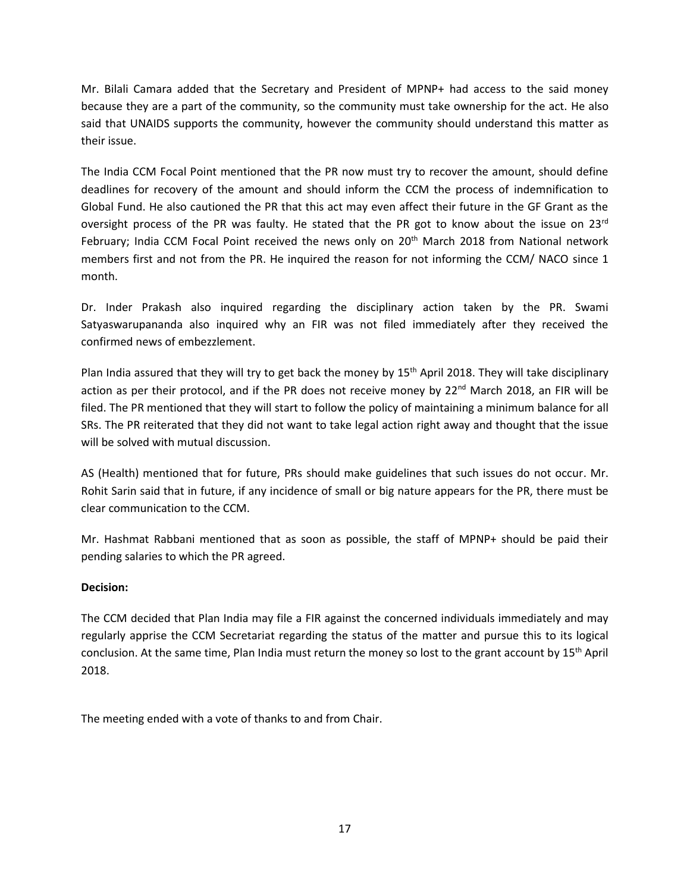Mr. Bilali Camara added that the Secretary and President of MPNP+ had access to the said money because they are a part of the community, so the community must take ownership for the act. He also said that UNAIDS supports the community, however the community should understand this matter as their issue.

The India CCM Focal Point mentioned that the PR now must try to recover the amount, should define deadlines for recovery of the amount and should inform the CCM the process of indemnification to Global Fund. He also cautioned the PR that this act may even affect their future in the GF Grant as the oversight process of the PR was faulty. He stated that the PR got to know about the issue on 23rd February; India CCM Focal Point received the news only on 20th March 2018 from National network members first and not from the PR. He inquired the reason for not informing the CCM/ NACO since 1 month.

Dr. Inder Prakash also inquired regarding the disciplinary action taken by the PR. Swami Satyaswarupananda also inquired why an FIR was not filed immediately after they received the confirmed news of embezzlement.

Plan India assured that they will try to get back the money by 15th April 2018. They will take disciplinary action as per their protocol, and if the PR does not receive money by 22nd March 2018, an FIR will be filed. The PR mentioned that they will start to follow the policy of maintaining a minimum balance for all SRs. The PR reiterated that they did not want to take legal action right away and thought that the issue will be solved with mutual discussion.

AS (Health) mentioned that for future, PRs should make guidelines that such issues do not occur. Mr. Rohit Sarin said that in future, if any incidence of small or big nature appears for the PR, there must be clear communication to the CCM.

Mr. Hashmat Rabbani mentioned that as soon as possible, the staff of MPNP+ should be paid their pending salaries to which the PR agreed.

**Decision:**

The CCM decided that Plan India may file a FIR against the concerned individuals immediately and may regularly apprise the CCM Secretariat regarding the status of the matter and pursue this to its logical conclusion. At the same time, Plan India must return the money so lost to the grant account by 15th April 2018.

The meeting ended with a vote of thanks to and from Chair.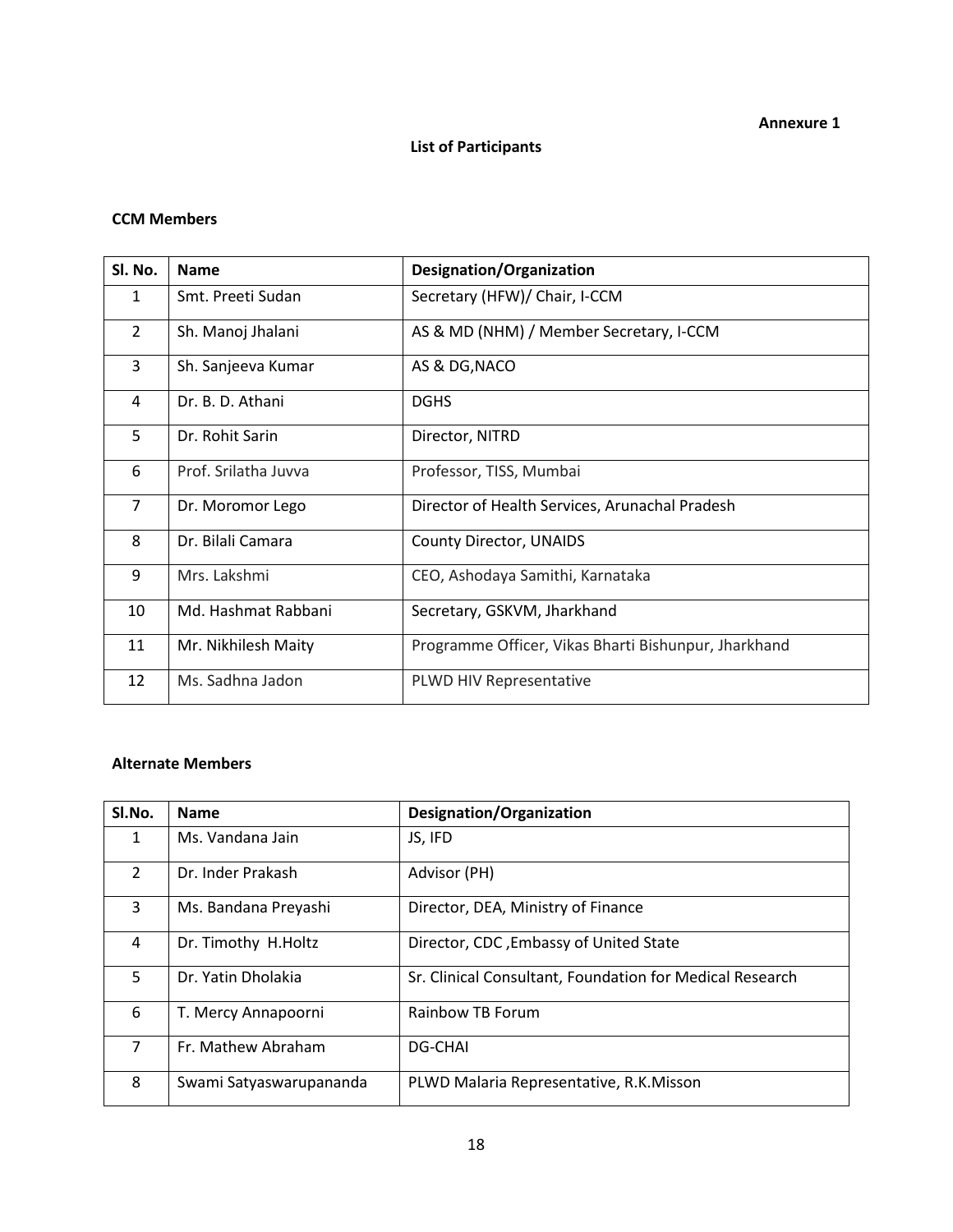**Annexure 1**

**List of Participants**

**CCM Members**

| Sl. No. | Name | Designation/Organization |
|---|---|---|
| 1 | Smt. Preeti Sudan | Secretary (HFW)/ Chair, I-CCM |
| 2 | Sh. Manoj Jhalani | AS & MD (NHM) / Member Secretary, I-CCM |
| 3 | Sh. Sanjeeva Kumar | AS & DG,NACO |
| 4 | Dr. B. D. Athani | DGHS |
| 5 | Dr. Rohit Sarin | Director, NITRD |
| 6 | Prof. Srilatha Juvva | Professor, TISS, Mumbai |
| 7 | Dr. Moromor Lego | Director of Health Services, Arunachal Pradesh |
| 8 | Dr. Bilali Camara | County Director, UNAIDS |
| 9 | Mrs. Lakshmi | CEO, Ashodaya Samithi, Karnataka |
| 10 | Md. Hashmat Rabbani | Secretary, GSKVM, Jharkhand |
| 11 | Mr. Nikhilesh Maity | Programme Officer, Vikas Bharti Bishunpur, Jharkhand |
| 12 | Ms. Sadhna Jadon | PLWD HIV Representative |

**Alternate Members**

| Sl.No. | Name | Designation/Organization |
|---|---|---|
| 1 | Ms. Vandana Jain | JS, IFD |
| 2 | Dr. Inder Prakash | Advisor (PH) |
| 3 | Ms. Bandana Preyashi | Director, DEA, Ministry of Finance |
| 4 | Dr. Timothy H.Holtz | Director, CDC ,Embassy of United State |
| 5 | Dr. Yatin Dholakia | Sr. Clinical Consultant, Foundation for Medical Research |
| 6 | T. Mercy Annapoorni | Rainbow TB Forum |
| 7 | Fr. Mathew Abraham | DG-CHAI |
| 8 | Swami Satyaswarupananda | PLWD Malaria Representative, R.K.Misson |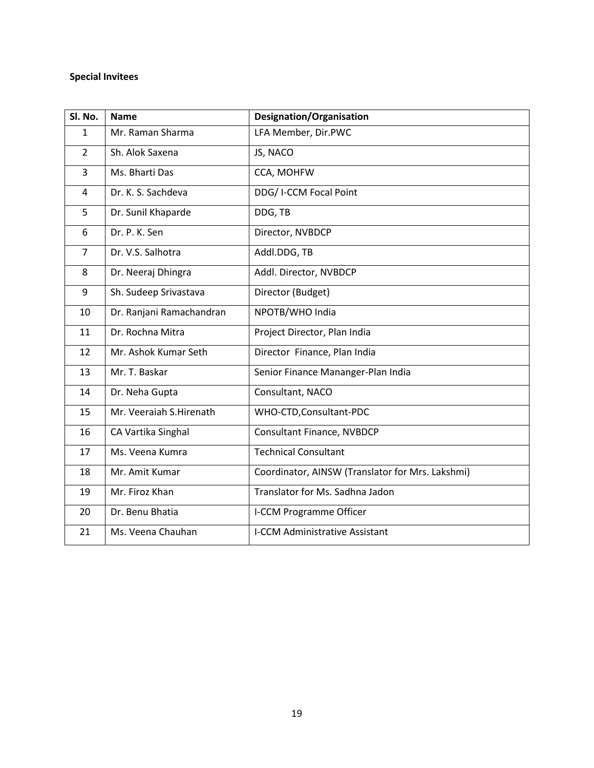**Special Invitees**

| Sl. No. | Name | Designation/Organisation |
|---|---|---|
| 1 | Mr. Raman Sharma | LFA Member, Dir.PWC |
| 2 | Sh. Alok Saxena | JS, NACO |
| 3 | Ms. Bharti Das | CCA, MOHFW |
| 4 | Dr. K. S. Sachdeva | DDG/ I-CCM Focal Point |
| 5 | Dr. Sunil Khaparde | DDG, TB |
| 6 | Dr. P. K. Sen | Director, NVBDCP |
| 7 | Dr. V.S. Salhotra | Addl.DDG, TB |
| 8 | Dr. Neeraj Dhingra | Addl. Director, NVBDCP |
| 9 | Sh. Sudeep Srivastava | Director (Budget) |
| 10 | Dr. Ranjani Ramachandran | NPOTB/WHO India |
| 11 | Dr. Rochna Mitra | Project Director, Plan India |
| 12 | Mr. Ashok Kumar Seth | Director Finance, Plan India |
| 13 | Mr. T. Baskar | Senior Finance Mananger-Plan India |
| 14 | Dr. Neha Gupta | Consultant, NACO |
| 15 | Mr. Veeraiah S.Hirenath | WHO-CTD,Consultant-PDC |
| 16 | CA Vartika Singhal | Consultant Finance, NVBDCP |
| 17 | Ms. Veena Kumra | Technical Consultant |
| 18 | Mr. Amit Kumar | Coordinator, AINSW (Translator for Mrs. Lakshmi) |
| 19 | Mr. Firoz Khan | Translator for Ms. Sadhna Jadon |
| 20 | Dr. Benu Bhatia | I-CCM Programme Officer |
| 21 | Ms. Veena Chauhan | I-CCM Administrative Assistant |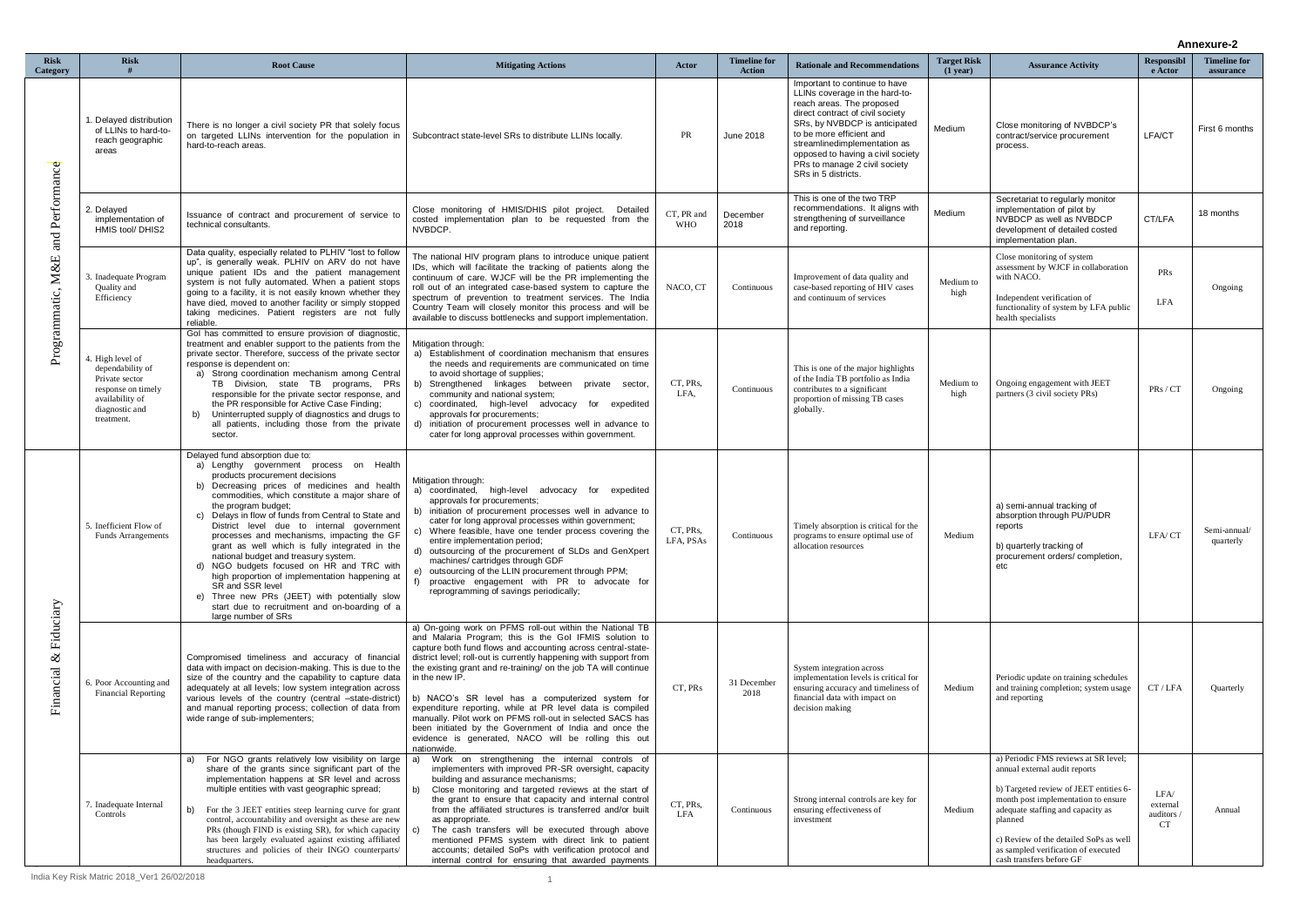**Annexure-2**

| Risk Category | Risk # | Root Cause | Mitigating Actions | Actor | Timeline for Action | Rationale and Recommendations | Target Risk (1 year) | Assurance Activity | Responsible Actor | Timeline for assurance |
|---|---|---|---|---|---|---|---|---|---|---|
| Programmatic, M&E and Performance | 1. Delayed distribution of LLINs to hard-to-reach geographic areas | There is no longer a civil society PR that solely focus on targeted LLINs intervention for the population in hard-to-reach areas. | Subcontract state-level SRs to distribute LLINs locally. | PR | June 2018 | Important to continue to have LLINs coverage in the hard-to-reach areas. The proposed direct contract of civil society SRs, by NVBDCP is anticipated to be more efficient and streamlinedimplementation as opposed to having a civil society PRs to manage 2 civil society SRs in 5 districts. | Medium | Close monitoring of NVBDCP's contract/service procurement process. | LFA/CT | First 6 months |
| | 2. Delayed implementation of HMIS tool/ DHIS2 | Issuance of contract and procurement of service to technical consultants. | Close monitoring of HMIS/DHIS pilot project. Detailed costed implementation plan to be requested from the NVBDCP. | CT, PR and WHO | December 2018 | This is one of the two TRP recommendations. It aligns with strengthening of surveillance and reporting. | Medium | Secretariat to regularly monitor implementation of pilot by NVBDCP as well as NVBDCP development of detailed costed implementation plan. | CT/LFA | 18 months |
| | 3. Inadequate Program Quality and Efficiency | Data quality, especially related to PLHIV "lost to follow up", is generally weak. PLHIV on ARV do not have unique patient IDs and the patient management system is not fully automated. When a patient stops going to a facility, it is not easily known whether they have died, moved to another facility or simply stopped taking medicines. Patient registers are not fully reliable. | The national HIV program plans to introduce unique patient IDs, which will facilitate the tracking of patients along the continuum of care. WJCF will be the PR implementing the roll out of an integrated case-based system to capture the spectrum of prevention to treatment services. The India Country Team will closely monitor this process and will be available to discuss bottlenecks and support implementation. | NACO, CT | Continuous | Improvement of data quality and case-based reporting of HIV cases and continuum of services | Medium to high | Close monitoring of system assessment by WJCF in collaboration with NACO.<br><br>Independent verification of functionality of system by LFA public health specialists | PRs<br><br>LFA | Ongoing |
| | 4. High level of dependability of Private sector response on timely availability of diagnostic and treatment. | GoI has committed to ensure provision of diagnostic, treatment and enabler support to the patients from the private sector. Therefore, success of the private sector response is dependent on:<br>a) Strong coordination mechanism among Central TB Division, state TB programs, PRs responsible for the private sector response, and the PR responsible for Active Case Finding;<br>b) Uninterrupted supply of diagnostics and drugs to all patients, including those from the private sector. | Mitigation through:<br>a) Establishment of coordination mechanism that ensures the needs and requirements are communicated on time to avoid shortage of supplies;<br>b) Strengthened linkages between private sector, community and national system;<br>c) coordinated, high-level advocacy for expedited approvals for procurements;<br>d) initiation of procurement processes well in advance to cater for long approval processes within government. | CT, PRs, LFA, | Continuous | This is one of the major highlights of the India TB portfolio as India contributes to a significant proportion of missing TB cases globally. | Medium to high | Ongoing engagement with JEET partners (3 civil society PRs) | PRs / CT | Ongoing |
| Financial & Fiduciary | 5. Inefficient Flow of Funds Arrangements | Delayed fund absorption due to:<br>a) Lengthy government process on Health products procurement decisions<br>b) Decreasing prices of medicines and health commodities, which constitute a major share of the program budget;<br>c) Delays in flow of funds from Central to State and District level due to internal government processes and mechanisms, impacting the GF grant as well which is fully integrated in the national budget and treasury system.<br>d) NGO budgets focused on HR and TRC with high proportion of implementation happening at SR and SSR level<br>e) Three new PRs (JEET) with potentially slow start due to recruitment and on-boarding of a large number of SRs | Mitigation through:<br>a) coordinated, high-level advocacy for expedited approvals for procurements;<br>b) initiation of procurement processes well in advance to cater for long approval processes within government;<br>c) Where feasible, have one tender process covering the entire implementation period;<br>d) outsourcing of the procurement of SLDs and GenXpert machines/ cartridges through GDF<br>e) outsourcing of the LLIN procurement through PPM;<br>f) proactive engagement with PR to advocate for reprogramming of savings periodically; | CT, PRs, LFA, PSAs | Continuous | Timely absorption is critical for the programs to ensure optimal use of allocation resources | Medium | a) semi-annual tracking of absorption through PU/PUDR reports<br><br>b) quarterly tracking of procurement orders/ completion, etc | LFA/ CT | Semi-annual/ quarterly |
| | 6. Poor Accounting and Financial Reporting | Compromised timeliness and accuracy of financial data with impact on decision-making. This is due to the size of the country and the capability to capture data adequately at all levels; low system integration across various levels of the country (central –state-district) and manual reporting process; collection of data from wide range of sub-implementers; | a) On-going work on PFMS roll-out within the National TB and Malaria Program; this is the GoI IFMIS solution to capture both fund flows and accounting across central-state-district level; roll-out is currently happening with support from the existing grant and re-training/ on the job TA will continue in the new IP.<br><br>b) NACO's SR level has a computerized system for expenditure reporting, while at PR level data is compiled manually. Pilot work on PFMS roll-out in selected SACS has been initiated by the Government of India and once the evidence is generated, NACO will be rolling this out nationwide. | CT, PRs | 31 December 2018 | System integration across implementation levels is critical for ensuring accuracy and timeliness of financial data with impact on decision making | Medium | Periodic update on training schedules and training completion; system usage and reporting | CT / LFA | Quarterly |
| | 7. Inadequate Internal Controls | a) For NGO grants relatively low visibility on large share of the grants since significant part of the implementation happens at SR level and across multiple entities with vast geographic spread;<br><br>b) For the 3 JEET entities steep learning curve for grant control, accountability and oversight as these are new PRs (though FIND is existing SR), for which capacity has been largely evaluated against existing affiliated structures and policies of their INGO counterparts/ headquarters. | a) Work on strengthening the internal controls of implementers with improved PR-SR oversight, capacity building and assurance mechanisms;<br>b) Close monitoring and targeted reviews at the start of the grant to ensure that capacity and internal control from the affiliated structures is transferred and/or built as appropriate.<br>c) The cash transfers will be executed through above mentioned PFMS system with direct link to patient accounts; detailed SoPs with verification protocol and internal control for ensuring that awarded payments | CT, PRs, LFA | Continuous | Strong internal controls are key for ensuring effectiveness of investment | Medium | a) Periodic FMS reviews at SR level; annual external audit reports<br><br>b) Targeted review of JEET entities 6-month post implementation to ensure adequate staffing and capacity as planned<br><br>c) Review of the detailed SoPs as well as sampled verification of executed cash transfers before GF | LFA/ external auditors / CT | Annual |

India Key Risk Matrix 2018_Ver1 26/02/2018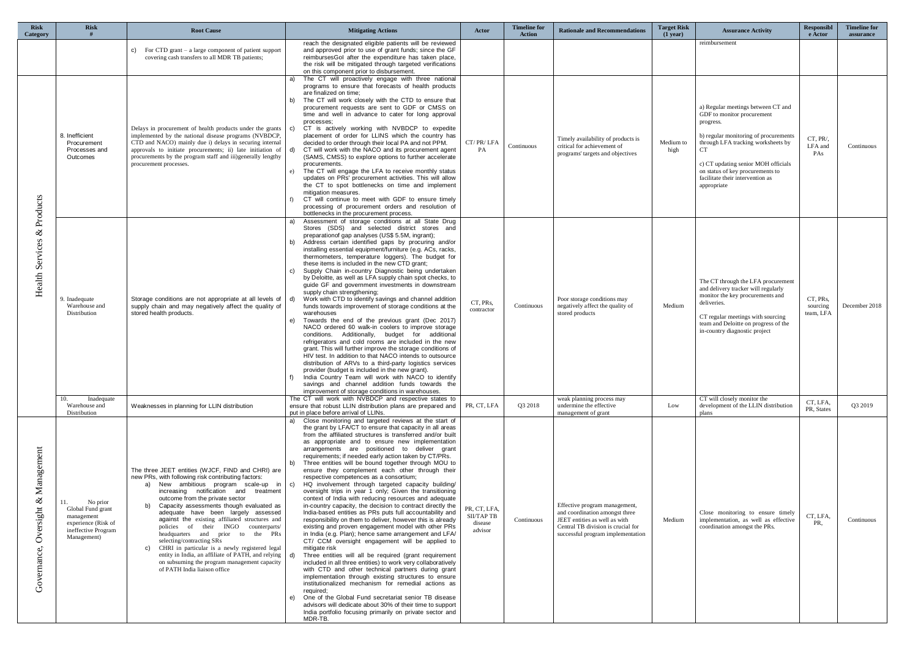| Risk Category | Risk # | Root Cause | Mitigating Actions | Actor | Timeline for Action | Rationale and Recommendations | Target Risk (1 year) | Assurance Activity | Responsible Actor | Timeline for assurance |
|---|---|---|---|---|---|---|---|---|---|---|
| | | c) For CTD grant – a large component of patient support covering cash transfers to all MDR TB patients; | reach the designated eligible patients will be reviewed and approved prior to use of grant funds; since the GF reimbursesGoI after the expenditure has taken place, the risk will be mitigated through targeted verifications on this component prior to disbursement. | | | | | reimbursement | | |
| Health Services & Products | 8. Inefficient Procurement Processes and Outcomes | Delays in procurement of health products under the grants implemented by the national disease programs (NVBDCP, CTD and NACO) mainly due i) delays in securing internal approvals to initiate procurements; ii) late initiation of procurements by the program staff and iii)generally lengthy procurement processes. | a) The CT will proactively engage with three national programs to ensure that forecasts of health products are finalized on time;<br>b) The CT will work closely with the CTD to ensure that procurement requests are sent to GDF or CMSS on time and well in advance to cater for long approval processes;<br>c) CT is actively working with NVBDCP to expedite placement of order for LLINS which the country has decided to order through their local PA and not PPM.<br>d) CT will work with the NACO and its procurement agent (SAMS, CMSS) to explore options to further accelerate procurements.<br>e) The CT will engage the LFA to receive monthly status updates on PRs' procurement activities. This will allow the CT to spot bottlenecks on time and implement mitigation measures.<br>f) CT will continue to meet with GDF to ensure timely processing of procurement orders and resolution of bottlenecks in the procurement process. | CT/ PR/ LFA PA | Continuous | Timely availability of products is critical for achievement of programs' targets and objectives | Medium to high | a) Regular meetings between CT and GDF to monitor procurement progress.<br>b) regular monitoring of procurements through LFA tracking worksheets by CT<br>c) CT updating senior MOH officials on status of key procurements to facilitate their intervention as appropriate | CT, PR/, LFA and PAs | Continuous |
| | 9. Inadequate Warehouse and Distribution | Storage conditions are not appropriate at all levels of supply chain and may negatively affect the quality of stored health products. | a) Assessment of storage conditions at all State Drug Stores (SDS) and selected district stores and preparationof gap analyses (US$ 5.5M, ingrant);<br>b) Address certain identified gaps by procuring and/or installing essential equipment/furniture (e.g. ACs, racks, thermometers, temperature loggers). The budget for these items is included in the new CTD grant;<br>c) Supply Chain in-country Diagnostic being undertaken by Deloitte, as well as LFA supply chain spot checks, to guide GF and government investments in downstream supply chain strengthening;<br>d) Work with CTD to identify savings and channel addition funds towards improvement of storage conditions at the warehouses<br>e) Towards the end of the previous grant (Dec 2017) NACO ordered 60 walk-in coolers to improve storage conditions. Additionally, budget for additional refrigerators and cold rooms are included in the new grant. This will further improve the storage conditions of HIV test. In addition to that NACO intends to outsource distribution of ARVs to a third-party logistics services provider (budget is included in the new grant).<br>f) India Country Team will work with NACO to identify savings and channel addition funds towards the improvement of storage conditions in warehouses. | CT, PRs, contractor | Continuous | Poor storage conditions may negatively affect the quality of stored products | Medium | The CT through the LFA procurement and delivery tracker will regularly monitor the key procurements and deliveries.<br>CT regular meetings with sourcing team and Deloitte on progress of the in-country diagnostic project | CT, PRs, sourcing team, LFA | December 2018 |
| | 10. Inadequate Warehouse and Distribution | Weaknesses in planning for LLIN distribution | The CT will work with NVBDCP and respective states to ensure that robust LLIN distribution plans are prepared and put in place before arrival of LLINs. | PR, CT, LFA | Q3 2018 | weak planning process may undermine the effective management of grant | Low | CT will closely monitor the development of the LLIN distribution plans | CT, LFA, PR, States | Q3 2019 |
| Governance, Oversight & Management | 11. No prior Global Fund grant management experience (Risk of ineffective Program Management) | The three JEET entities (WJCF, FIND and CHRI) are new PRs, with following risk contributing factors:<br>a) New ambitious program scale-up in increasing notification and treatment outcome from the private sector<br>b) Capacity assessments though evaluated as adequate have been largely assessed against the existing affiliated structures and policies of their INGO counterparts/ headquarters and prior to the PRs selecting/contracting SRs<br>c) CHRI in particular is a newly registered legal entity in India, an affiliate of PATH, and relying on subsuming the program management capacity of PATH India liaison office | a) Close monitoring and targeted reviews at the start of the grant by LFA/CT to ensure that capacity in all areas from the affiliated structures is transferred and/or built as appropriate and to ensure new implementation arrangements are positioned to deliver grant requirements; if needed early action taken by CT/PRs.<br>b) Three entities will be bound together through MOU to ensure they complement each other through their respective competences as a consortium;<br>c) HQ involvement through targeted capacity building/ oversight trips in year 1 only; Given the transitioning context of India with reducing resources and adequate in-country capacity, the decision to contract directly the India-based entities as PRs puts full accountability and responsibility on them to deliver, however this is already existing and proven engagement model with other PRs in India (e.g. Plan); hence same arrangement and LFA/ CT/ CCM oversight engagement will be applied to mitigate risk<br>d) Three entities will all be required (grant requirement included in all three entities) to work very collaboratively with CTD and other technical partners during grant implementation through existing structures to ensure institutionalized mechanism for remedial actions as required;<br>e) One of the Global Fund secretariat senior TB disease advisors will dedicate about 30% of their time to support India portfolio focusing primarily on private sector and MDR-TB. | PR, CT, LFA, SII/TAP TB disease advisor | Continuous | Effective program management, and coordination amongst three JEET entities as well as with Central TB division is crucial for successful program implementation | Medium | Close monitoring to ensure timely implementation, as well as effective coordination amongst the PRs. | CT, LFA, PR, | Continuous |